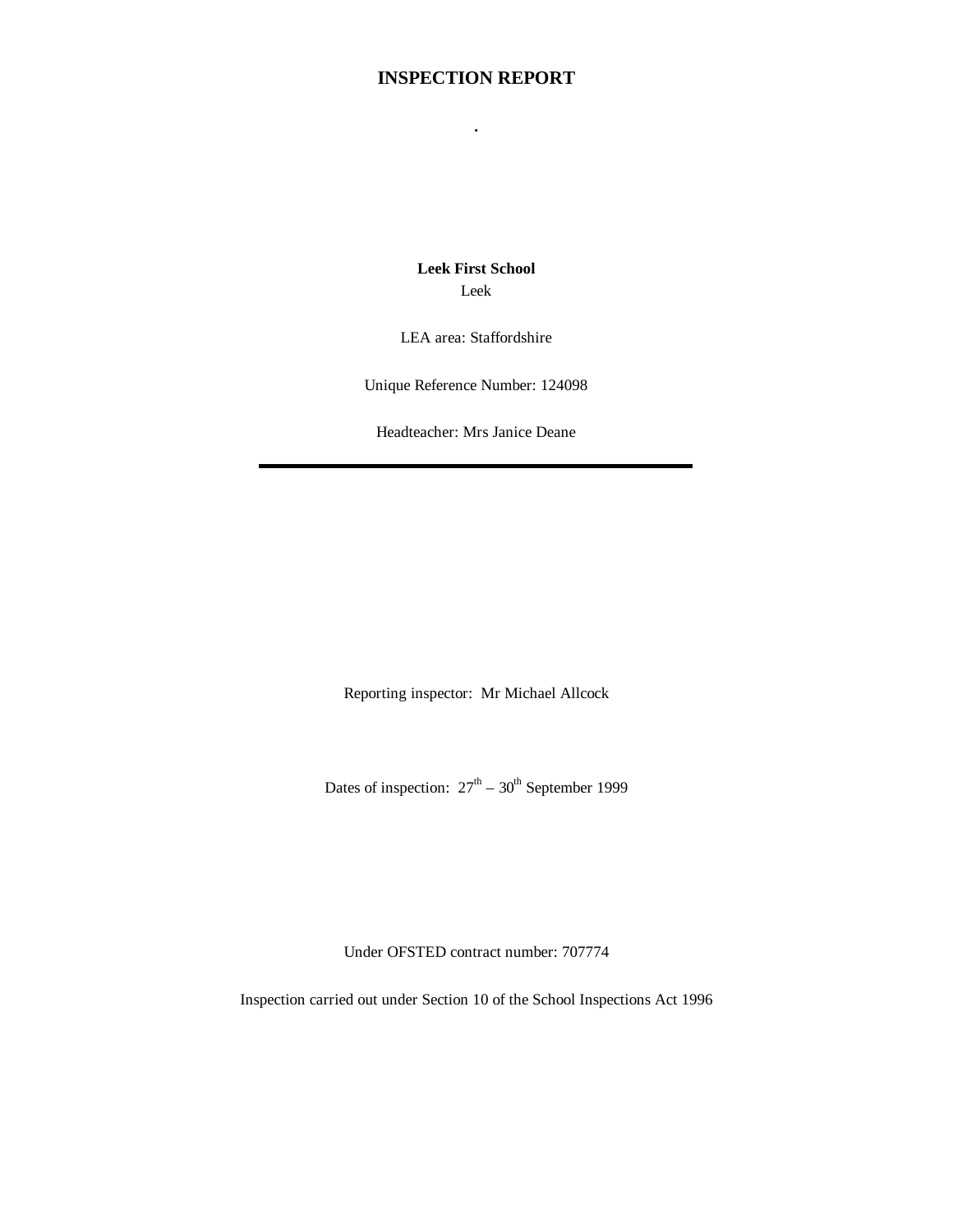# INSPECTION REPORT

.

**Leek First School**
Leek

LEA area: Staffordshire

Unique Reference Number: 124098

Headteacher: Mrs Janice Deane

---

Reporting inspector: Mr Michael Allcock

Dates of inspection: 27th – 30th September 1999

Under OFSTED contract number: 707774

Inspection carried out under Section 10 of the School Inspections Act 1996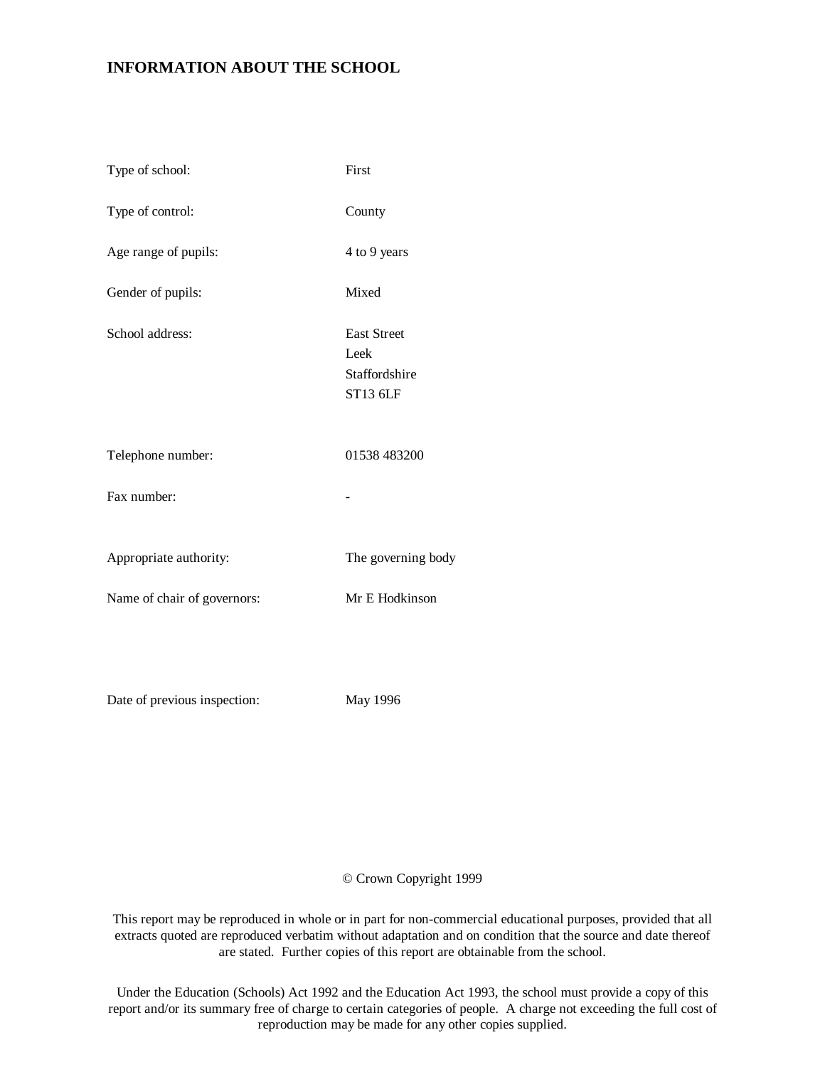# INFORMATION ABOUT THE SCHOOL

| | |
|---|---|
| Type of school: | First |
| Type of control: | County |
| Age range of pupils: | 4 to 9 years |
| Gender of pupils: | Mixed |
| School address: | East Street<br>Leek<br>Staffordshire<br>ST13 6LF |
| Telephone number: | 01538 483200 |
| Fax number: | - |
| Appropriate authority: | The governing body |
| Name of chair of governors: | Mr E Hodkinson |
| Date of previous inspection: | May 1996 |

© Crown Copyright 1999

This report may be reproduced in whole or in part for non-commercial educational purposes, provided that all extracts quoted are reproduced verbatim without adaptation and on condition that the source and date thereof are stated. Further copies of this report are obtainable from the school.

Under the Education (Schools) Act 1992 and the Education Act 1993, the school must provide a copy of this report and/or its summary free of charge to certain categories of people. A charge not exceeding the full cost of reproduction may be made for any other copies supplied.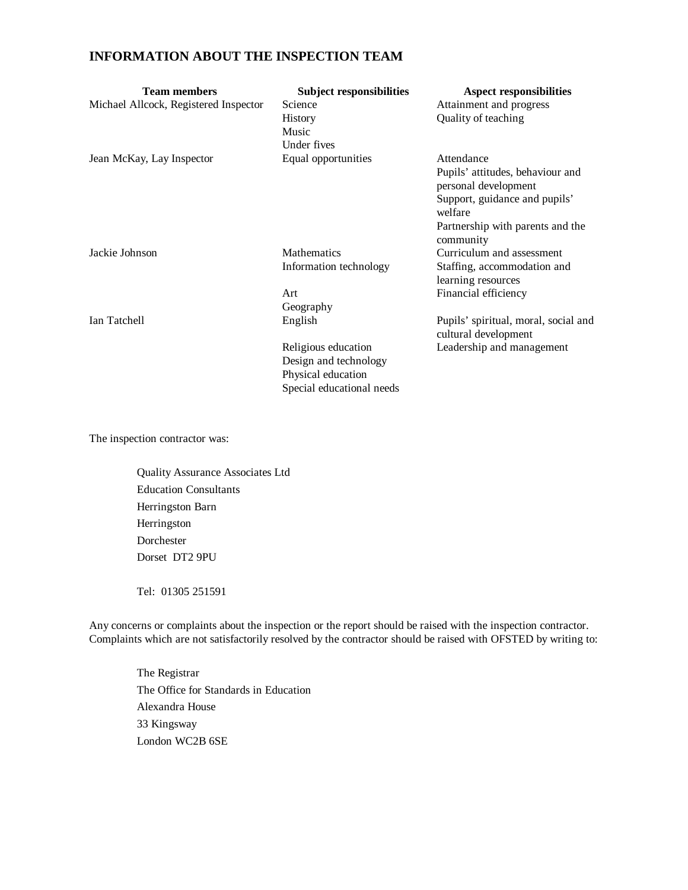## INFORMATION ABOUT THE INSPECTION TEAM

| Team members | Subject responsibilities | Aspect responsibilities |
|---|---|---|
| Michael Allcock, Registered Inspector | Science<br>History<br>Music<br>Under fives | Attainment and progress<br>Quality of teaching |
| Jean McKay, Lay Inspector | Equal opportunities | Attendance<br>Pupils' attitudes, behaviour and personal development<br>Support, guidance and pupils' welfare<br>Partnership with parents and the community |
| Jackie Johnson | Mathematics<br>Information technology<br>Art<br>Geography | Curriculum and assessment<br>Staffing, accommodation and learning resources<br>Financial efficiency |
| Ian Tatchell | English<br>Religious education<br>Design and technology<br>Physical education<br>Special educational needs | Pupils' spiritual, moral, social and cultural development<br>Leadership and management |

The inspection contractor was:

Quality Assurance Associates Ltd
Education Consultants
Herringston Barn
Herringston
Dorchester
Dorset DT2 9PU

Tel: 01305 251591

Any concerns or complaints about the inspection or the report should be raised with the inspection contractor. Complaints which are not satisfactorily resolved by the contractor should be raised with OFSTED by writing to:

The Registrar
The Office for Standards in Education
Alexandra House
33 Kingsway
London WC2B 6SE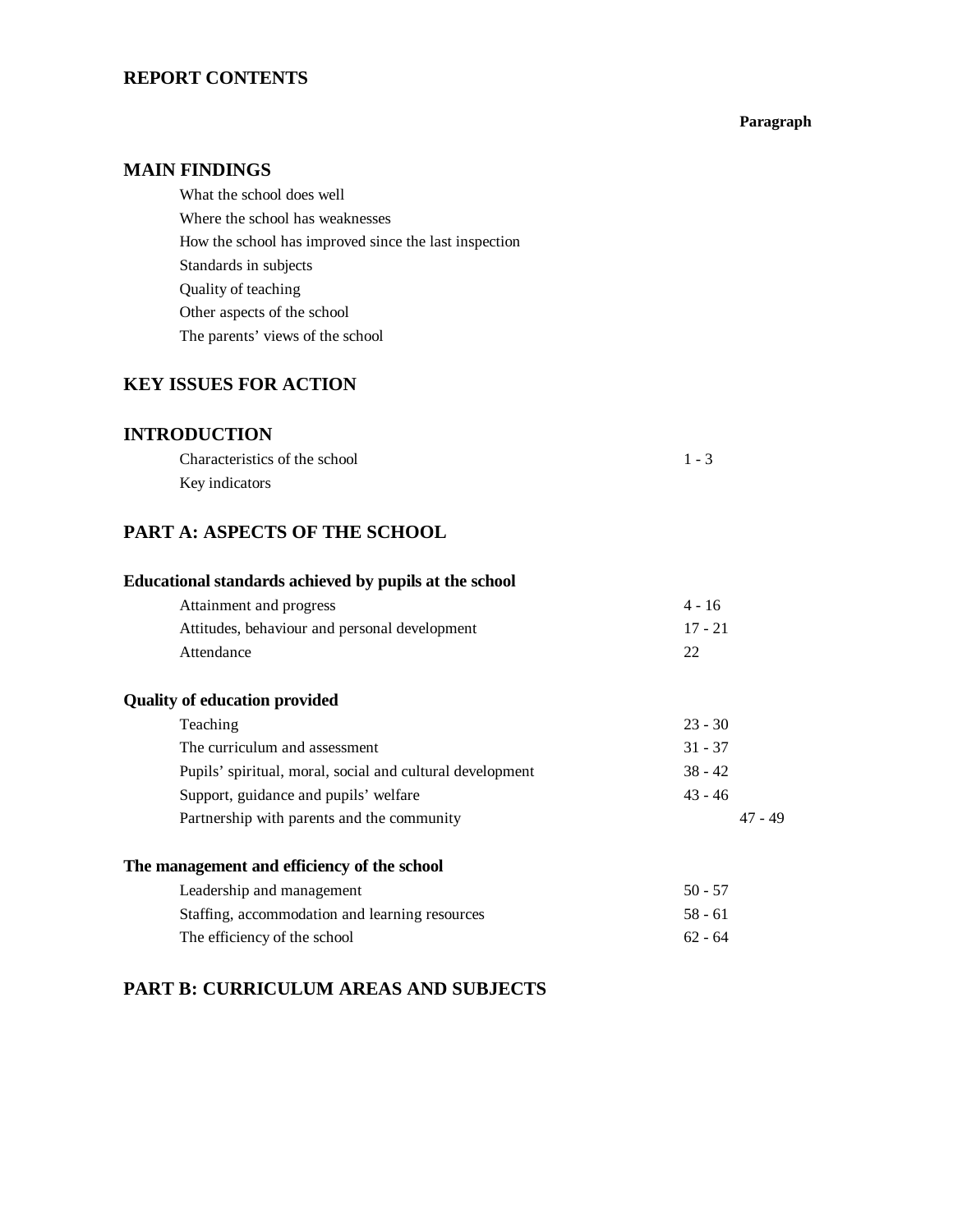## REPORT CONTENTS

| | Paragraph |
|---|---|
| **MAIN FINDINGS** | |
| What the school does well | |
| Where the school has weaknesses | |
| How the school has improved since the last inspection | |
| Standards in subjects | |
| Quality of teaching | |
| Other aspects of the school | |
| The parents' views of the school | |
| **KEY ISSUES FOR ACTION** | |
| **INTRODUCTION** | |
| Characteristics of the school | 1 - 3 |
| Key indicators | |
| **PART A: ASPECTS OF THE SCHOOL** | |
| **Educational standards achieved by pupils at the school** | |
| Attainment and progress | 4 - 16 |
| Attitudes, behaviour and personal development | 17 - 21 |
| Attendance | 22 |
| **Quality of education provided** | |
| Teaching | 23 - 30 |
| The curriculum and assessment | 31 - 37 |
| Pupils' spiritual, moral, social and cultural development | 38 - 42 |
| Support, guidance and pupils' welfare | 43 - 46 |
| Partnership with parents and the community | 47 - 49 |
| **The management and efficiency of the school** | |
| Leadership and management | 50 - 57 |
| Staffing, accommodation and learning resources | 58 - 61 |
| The efficiency of the school | 62 - 64 |
| **PART B: CURRICULUM AREAS AND SUBJECTS** | |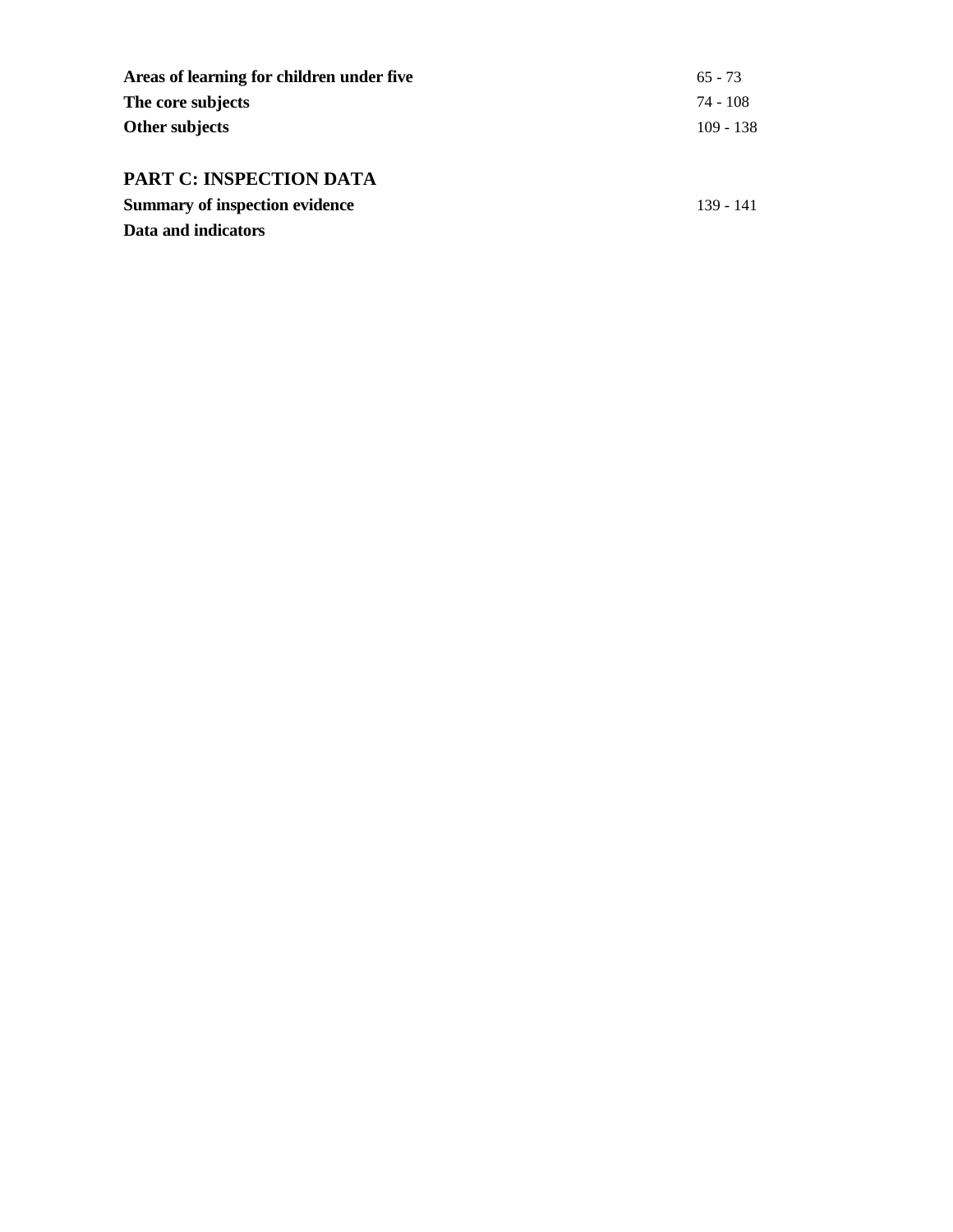| | |
|---|---|
| **Areas of learning for children under five** | 65 - 73 |
| **The core subjects** | 74 - 108 |
| **Other subjects** | 109 - 138 |

## PART C: INSPECTION DATA

| | |
|---|---|
| **Summary of inspection evidence** | 139 - 141 |
| **Data and indicators** | |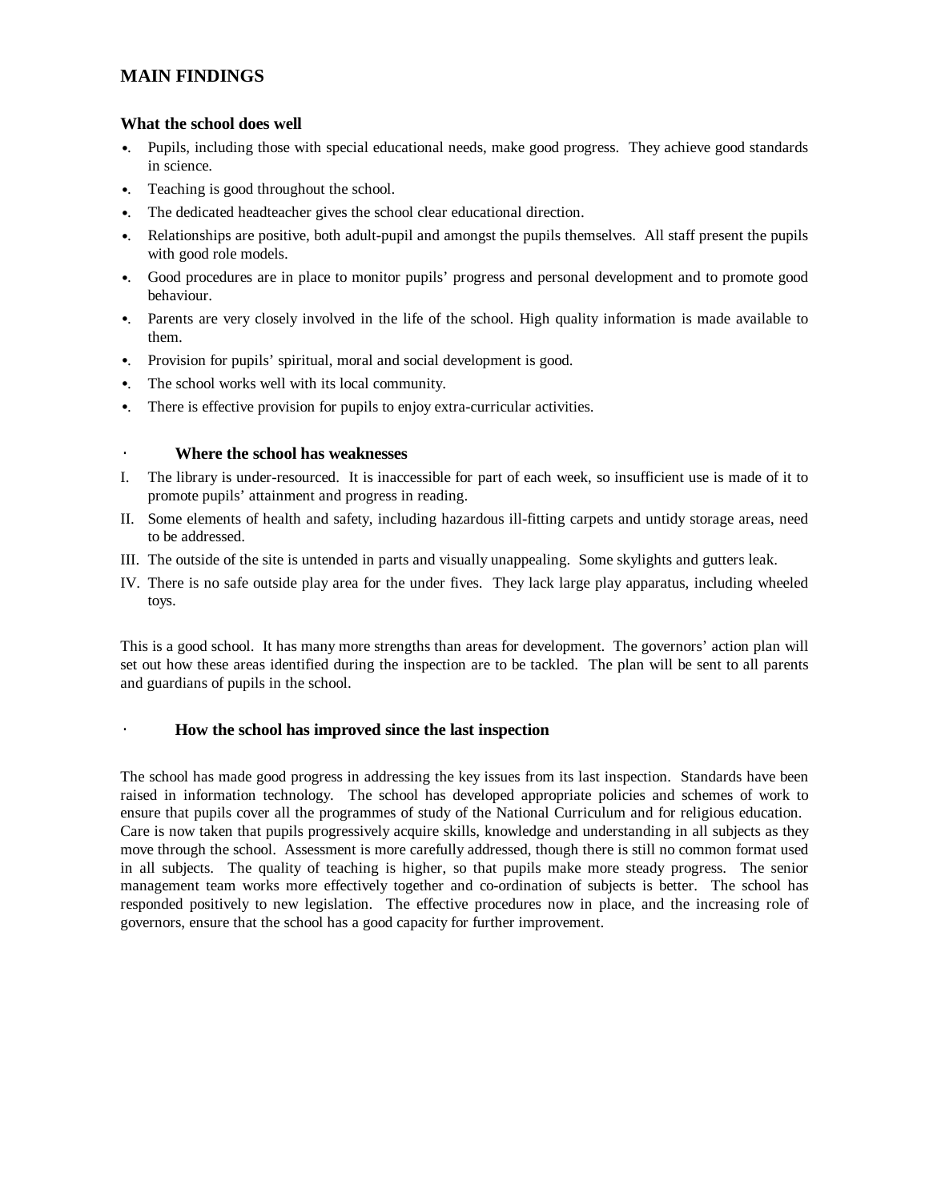## MAIN FINDINGS

### What the school does well

- Pupils, including those with special educational needs, make good progress. They achieve good standards in science.
- Teaching is good throughout the school.
- The dedicated headteacher gives the school clear educational direction.
- Relationships are positive, both adult-pupil and amongst the pupils themselves. All staff present the pupils with good role models.
- Good procedures are in place to monitor pupils' progress and personal development and to promote good behaviour.
- Parents are very closely involved in the life of the school. High quality information is made available to them.
- Provision for pupils' spiritual, moral and social development is good.
- The school works well with its local community.
- There is effective provision for pupils to enjoy extra-curricular activities.

### Where the school has weaknesses

I. The library is under-resourced. It is inaccessible for part of each week, so insufficient use is made of it to promote pupils' attainment and progress in reading.

II. Some elements of health and safety, including hazardous ill-fitting carpets and untidy storage areas, need to be addressed.

III. The outside of the site is untended in parts and visually unappealing. Some skylights and gutters leak.

IV. There is no safe outside play area for the under fives. They lack large play apparatus, including wheeled toys.

This is a good school. It has many more strengths than areas for development. The governors' action plan will set out how these areas identified during the inspection are to be tackled. The plan will be sent to all parents and guardians of pupils in the school.

### How the school has improved since the last inspection

The school has made good progress in addressing the key issues from its last inspection. Standards have been raised in information technology. The school has developed appropriate policies and schemes of work to ensure that pupils cover all the programmes of study of the National Curriculum and for religious education. Care is now taken that pupils progressively acquire skills, knowledge and understanding in all subjects as they move through the school. Assessment is more carefully addressed, though there is still no common format used in all subjects. The quality of teaching is higher, so that pupils make more steady progress. The senior management team works more effectively together and co-ordination of subjects is better. The school has responded positively to new legislation. The effective procedures now in place, and the increasing role of governors, ensure that the school has a good capacity for further improvement.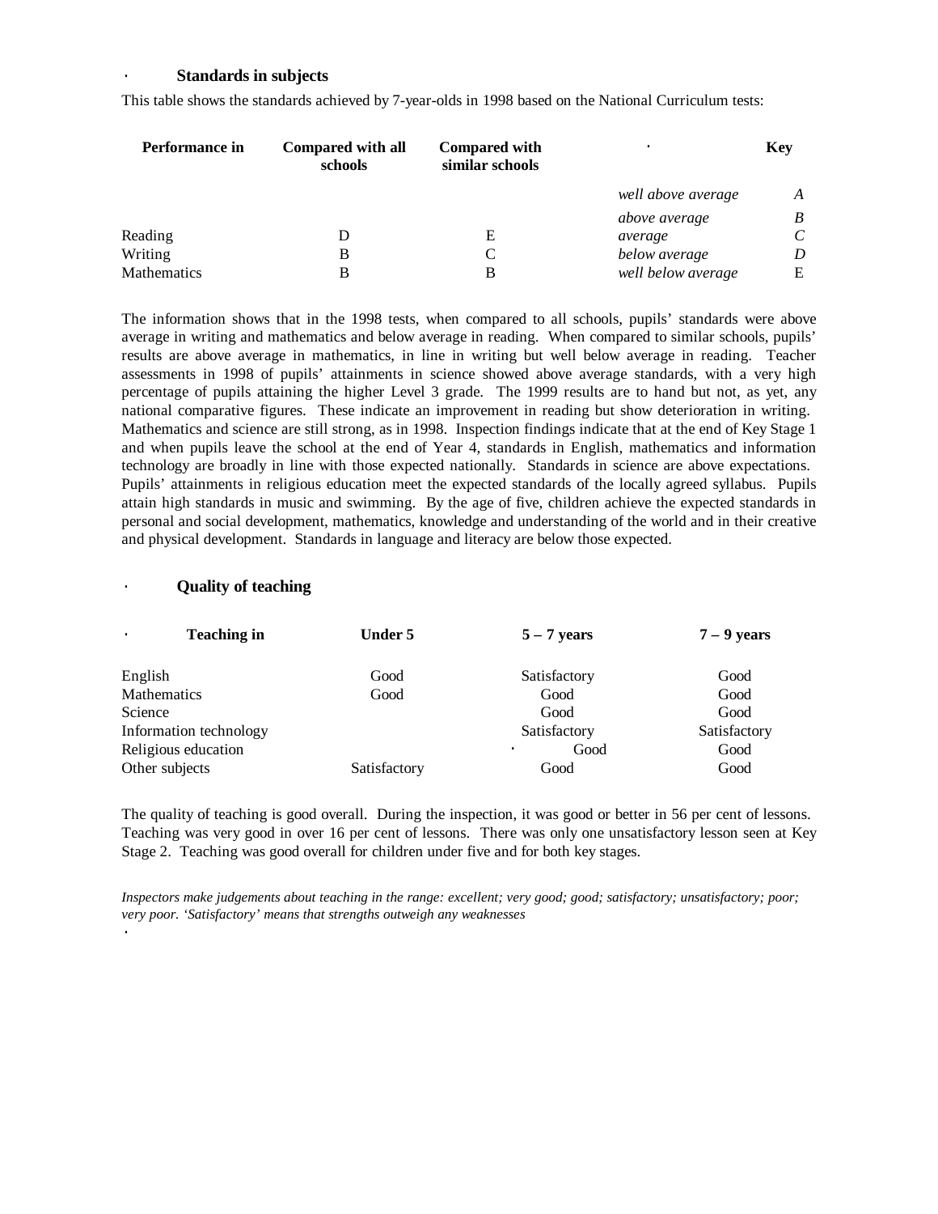### Standards in subjects

This table shows the standards achieved by 7-year-olds in 1998 based on the National Curriculum tests:

| Performance in | Compared with all schools | Compared with similar schools | | Key |
|---|---|---|---|---|
| | | | *well above average* | *A* |
| | | | *above average* | *B* |
| Reading | D | E | *average* | *C* |
| Writing | B | C | *below average* | *D* |
| Mathematics | B | B | *well below average* | E |

The information shows that in the 1998 tests, when compared to all schools, pupils' standards were above average in writing and mathematics and below average in reading. When compared to similar schools, pupils' results are above average in mathematics, in line in writing but well below average in reading. Teacher assessments in 1998 of pupils' attainments in science showed above average standards, with a very high percentage of pupils attaining the higher Level 3 grade. The 1999 results are to hand but not, as yet, any national comparative figures. These indicate an improvement in reading but show deterioration in writing. Mathematics and science are still strong, as in 1998. Inspection findings indicate that at the end of Key Stage 1 and when pupils leave the school at the end of Year 4, standards in English, mathematics and information technology are broadly in line with those expected nationally. Standards in science are above expectations. Pupils' attainments in religious education meet the expected standards of the locally agreed syllabus. Pupils attain high standards in music and swimming. By the age of five, children achieve the expected standards in personal and social development, mathematics, knowledge and understanding of the world and in their creative and physical development. Standards in language and literacy are below those expected.

### Quality of teaching

| Teaching in | Under 5 | 5 – 7 years | 7 – 9 years |
|---|---|---|---|
| English | Good | Satisfactory | Good |
| Mathematics | Good | Good | Good |
| Science | | Good | Good |
| Information technology | | Satisfactory | Satisfactory |
| Religious education | | Good | Good |
| Other subjects | Satisfactory | Good | Good |

The quality of teaching is good overall. During the inspection, it was good or better in 56 per cent of lessons. Teaching was very good in over 16 per cent of lessons. There was only one unsatisfactory lesson seen at Key Stage 2. Teaching was good overall for children under five and for both key stages.

*Inspectors make judgements about teaching in the range: excellent; very good; good; satisfactory; unsatisfactory; poor; very poor. 'Satisfactory' means that strengths outweigh any weaknesses*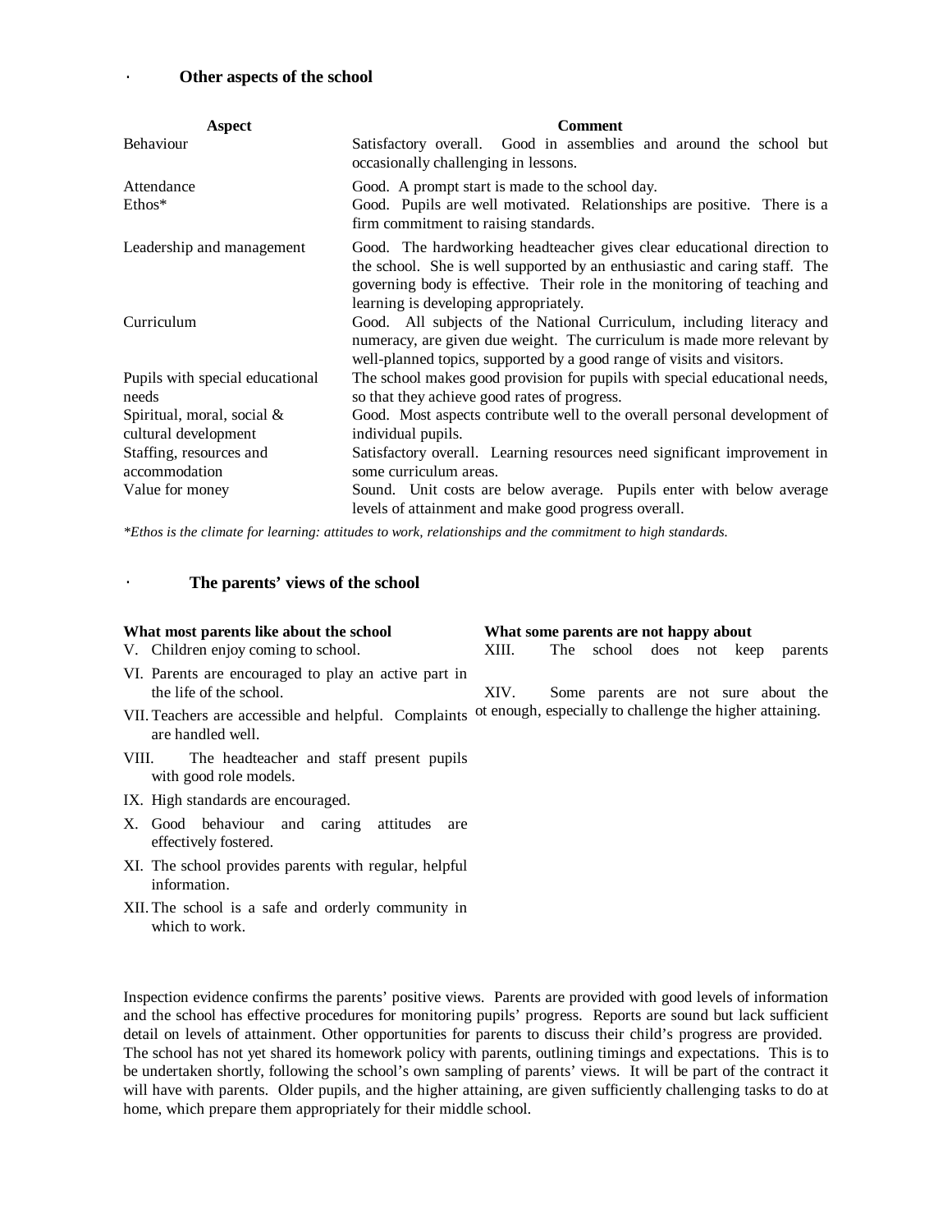## Other aspects of the school

| Aspect | Comment |
|---|---|
| Behaviour | Satisfactory overall. Good in assemblies and around the school but occasionally challenging in lessons. |
| Attendance | Good. A prompt start is made to the school day. |
| Ethos* | Good. Pupils are well motivated. Relationships are positive. There is a firm commitment to raising standards. |
| Leadership and management | Good. The hardworking headteacher gives clear educational direction to the school. She is well supported by an enthusiastic and caring staff. The governing body is effective. Their role in the monitoring of teaching and learning is developing appropriately. |
| Curriculum | Good. All subjects of the National Curriculum, including literacy and numeracy, are given due weight. The curriculum is made more relevant by well-planned topics, supported by a good range of visits and visitors. |
| Pupils with special educational needs | The school makes good provision for pupils with special educational needs, so that they achieve good rates of progress. |
| Spiritual, moral, social & cultural development | Good. Most aspects contribute well to the overall personal development of individual pupils. |
| Staffing, resources and accommodation | Satisfactory overall. Learning resources need significant improvement in some curriculum areas. |
| Value for money | Sound. Unit costs are below average. Pupils enter with below average levels of attainment and make good progress overall. |

*\*Ethos is the climate for learning: attitudes to work, relationships and the commitment to high standards.*

## The parents' views of the school

**What most parents like about the school**

V. Children enjoy coming to school.

VI. Parents are encouraged to play an active part in the life of the school.

VII. Teachers are accessible and helpful. Complaints are handled well.

VIII. The headteacher and staff present pupils with good role models.

IX. High standards are encouraged.

X. Good behaviour and caring attitudes are effectively fostered.

XI. The school provides parents with regular, helpful information.

XII. The school is a safe and orderly community in which to work.

**What some parents are not happy about**

XIII. The school does not keep parents

XIV. Some parents are not sure about the ot enough, especially to challenge the higher attaining.

Inspection evidence confirms the parents' positive views. Parents are provided with good levels of information and the school has effective procedures for monitoring pupils' progress. Reports are sound but lack sufficient detail on levels of attainment. Other opportunities for parents to discuss their child's progress are provided. The school has not yet shared its homework policy with parents, outlining timings and expectations. This is to be undertaken shortly, following the school's own sampling of parents' views. It will be part of the contract it will have with parents. Older pupils, and the higher attaining, are given sufficiently challenging tasks to do at home, which prepare them appropriately for their middle school.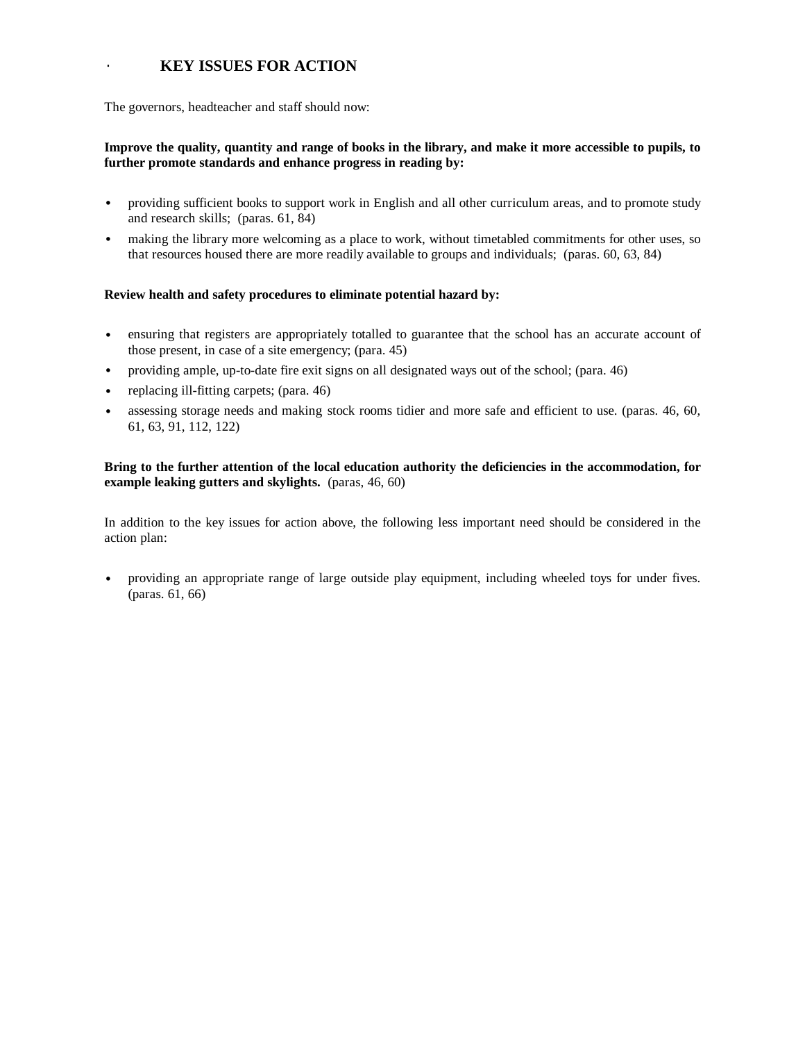## KEY ISSUES FOR ACTION

The governors, headteacher and staff should now:

**Improve the quality, quantity and range of books in the library, and make it more accessible to pupils, to further promote standards and enhance progress in reading by:**

- providing sufficient books to support work in English and all other curriculum areas, and to promote study and research skills; (paras. 61, 84)
- making the library more welcoming as a place to work, without timetabled commitments for other uses, so that resources housed there are more readily available to groups and individuals; (paras. 60, 63, 84)

**Review health and safety procedures to eliminate potential hazard by:**

- ensuring that registers are appropriately totalled to guarantee that the school has an accurate account of those present, in case of a site emergency; (para. 45)
- providing ample, up-to-date fire exit signs on all designated ways out of the school; (para. 46)
- replacing ill-fitting carpets; (para. 46)
- assessing storage needs and making stock rooms tidier and more safe and efficient to use. (paras. 46, 60, 61, 63, 91, 112, 122)

**Bring to the further attention of the local education authority the deficiencies in the accommodation, for example leaking gutters and skylights.** (paras, 46, 60)

In addition to the key issues for action above, the following less important need should be considered in the action plan:

- providing an appropriate range of large outside play equipment, including wheeled toys for under fives. (paras. 61, 66)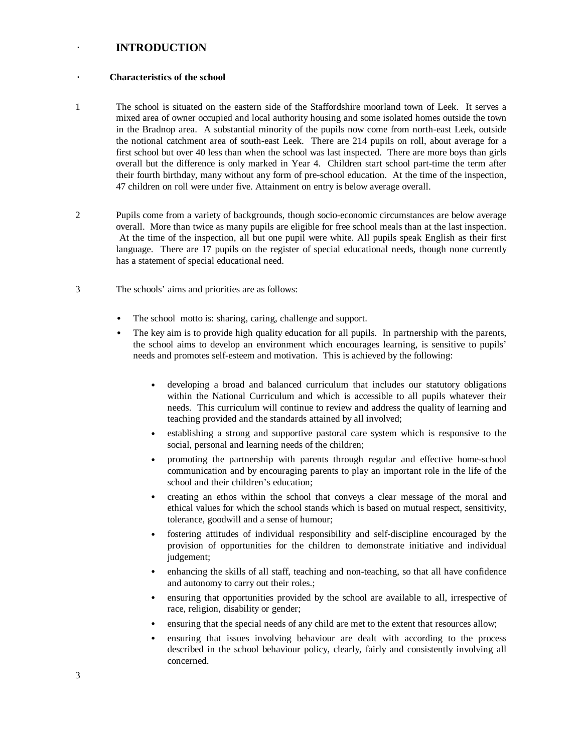# INTRODUCTION

## Characteristics of the school

1 The school is situated on the eastern side of the Staffordshire moorland town of Leek. It serves a mixed area of owner occupied and local authority housing and some isolated homes outside the town in the Bradnop area. A substantial minority of the pupils now come from north-east Leek, outside the notional catchment area of south-east Leek. There are 214 pupils on roll, about average for a first school but over 40 less than when the school was last inspected. There are more boys than girls overall but the difference is only marked in Year 4. Children start school part-time the term after their fourth birthday, many without any form of pre-school education. At the time of the inspection, 47 children on roll were under five. Attainment on entry is below average overall.

2 Pupils come from a variety of backgrounds, though socio-economic circumstances are below average overall. More than twice as many pupils are eligible for free school meals than at the last inspection. At the time of the inspection, all but one pupil were white. All pupils speak English as their first language. There are 17 pupils on the register of special educational needs, though none currently has a statement of special educational need.

3 The schools' aims and priorities are as follows:

- The school motto is: sharing, caring, challenge and support.
- The key aim is to provide high quality education for all pupils. In partnership with the parents, the school aims to develop an environment which encourages learning, is sensitive to pupils' needs and promotes self-esteem and motivation. This is achieved by the following:
  - developing a broad and balanced curriculum that includes our statutory obligations within the National Curriculum and which is accessible to all pupils whatever their needs. This curriculum will continue to review and address the quality of learning and teaching provided and the standards attained by all involved;
  - establishing a strong and supportive pastoral care system which is responsive to the social, personal and learning needs of the children;
  - promoting the partnership with parents through regular and effective home-school communication and by encouraging parents to play an important role in the life of the school and their children's education;
  - creating an ethos within the school that conveys a clear message of the moral and ethical values for which the school stands which is based on mutual respect, sensitivity, tolerance, goodwill and a sense of humour;
  - fostering attitudes of individual responsibility and self-discipline encouraged by the provision of opportunities for the children to demonstrate initiative and individual judgement;
  - enhancing the skills of all staff, teaching and non-teaching, so that all have confidence and autonomy to carry out their roles.;
  - ensuring that opportunities provided by the school are available to all, irrespective of race, religion, disability or gender;
  - ensuring that the special needs of any child are met to the extent that resources allow;
  - ensuring that issues involving behaviour are dealt with according to the process described in the school behaviour policy, clearly, fairly and consistently involving all concerned.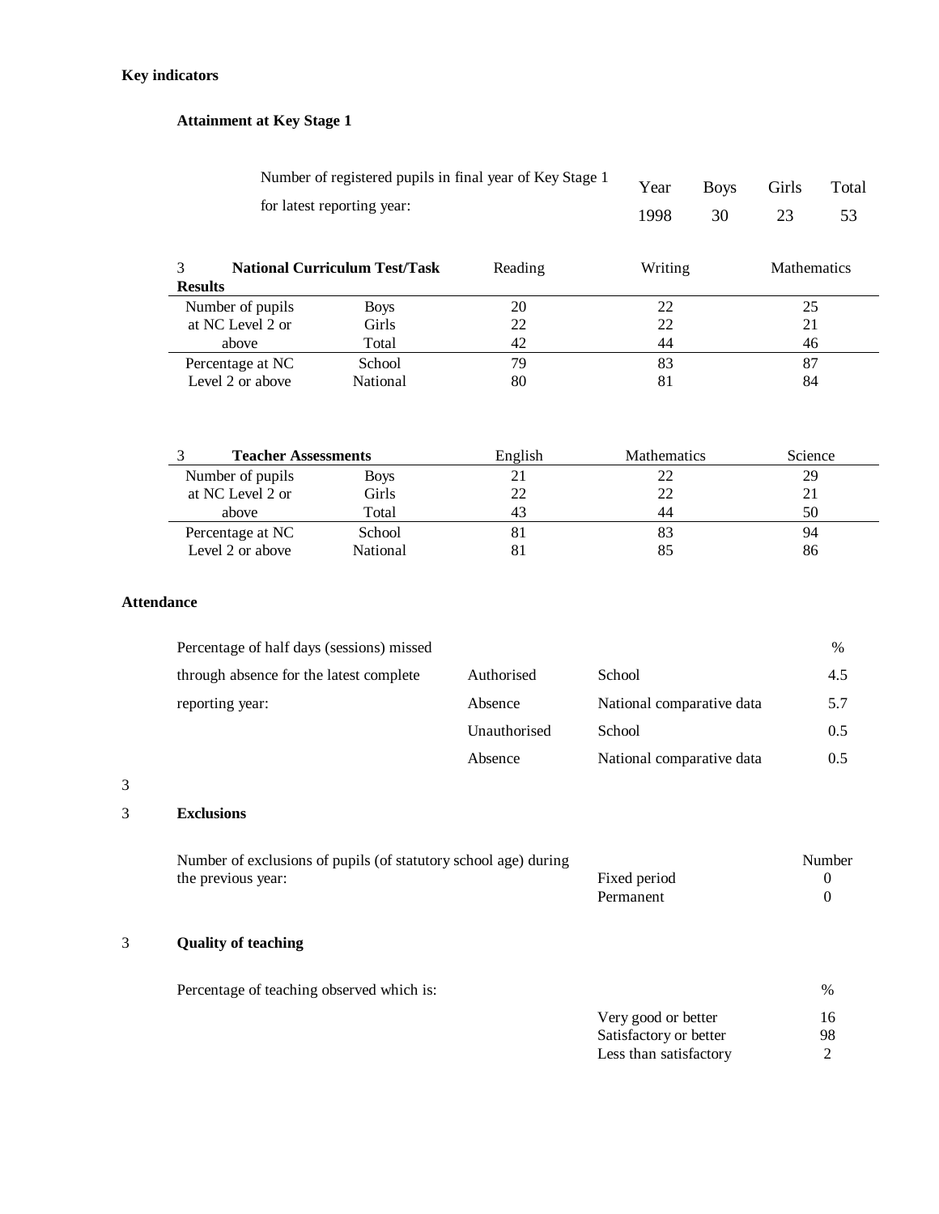**Key indicators**

**Attainment at Key Stage 1**

| Number of registered pupils in final year of Key Stage 1 for latest reporting year: | Year | Boys | Girls | Total |
|---|---|---|---|---|
| | 1998 | 30 | 23 | 53 |

| 3 National Curriculum Test/Task Results | | Reading | Writing | Mathematics |
|---|---|---|---|---|
| Number of pupils at NC Level 2 or above | Boys | 20 | 22 | 25 |
| | Girls | 22 | 22 | 21 |
| | Total | 42 | 44 | 46 |
| Percentage at NC Level 2 or above | School | 79 | 83 | 87 |
| | National | 80 | 81 | 84 |

| 3 Teacher Assessments | | English | Mathematics | Science |
|---|---|---|---|---|
| Number of pupils at NC Level 2 or above | Boys | 21 | 22 | 29 |
| | Girls | 22 | 22 | 21 |
| | Total | 43 | 44 | 50 |
| Percentage at NC Level 2 or above | School | 81 | 83 | 94 |
| | National | 81 | 85 | 86 |

**Attendance**

| Percentage of half days (sessions) missed through absence for the latest complete reporting year: | | | % |
|---|---|---|---|
| | Authorised Absence | School | 4.5 |
| | | National comparative data | 5.7 |
| | Unauthorised Absence | School | 0.5 |
| | | National comparative data | 0.5 |

3

3 **Exclusions**

| Number of exclusions of pupils (of statutory school age) during the previous year: | | Number |
|---|---|---|
| | Fixed period | 0 |
| | Permanent | 0 |

3 **Quality of teaching**

| Percentage of teaching observed which is: | | % |
|---|---|---|
| | Very good or better | 16 |
| | Satisfactory or better | 98 |
| | Less than satisfactory | 2 |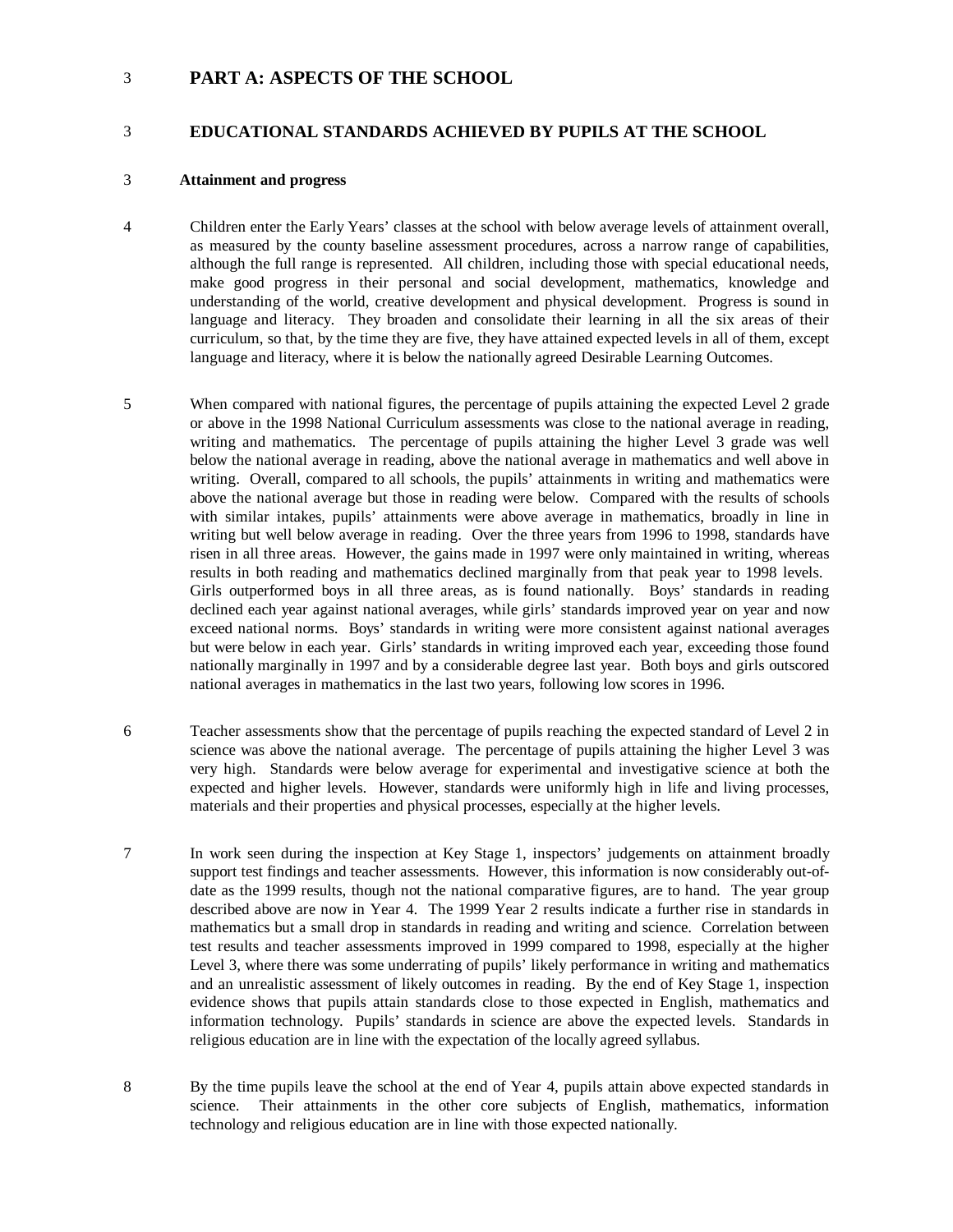3 **PART A: ASPECTS OF THE SCHOOL**

3 **EDUCATIONAL STANDARDS ACHIEVED BY PUPILS AT THE SCHOOL**

3 **Attainment and progress**

4 Children enter the Early Years' classes at the school with below average levels of attainment overall, as measured by the county baseline assessment procedures, across a narrow range of capabilities, although the full range is represented. All children, including those with special educational needs, make good progress in their personal and social development, mathematics, knowledge and understanding of the world, creative development and physical development. Progress is sound in language and literacy. They broaden and consolidate their learning in all the six areas of their curriculum, so that, by the time they are five, they have attained expected levels in all of them, except language and literacy, where it is below the nationally agreed Desirable Learning Outcomes.

5 When compared with national figures, the percentage of pupils attaining the expected Level 2 grade or above in the 1998 National Curriculum assessments was close to the national average in reading, writing and mathematics. The percentage of pupils attaining the higher Level 3 grade was well below the national average in reading, above the national average in mathematics and well above in writing. Overall, compared to all schools, the pupils' attainments in writing and mathematics were above the national average but those in reading were below. Compared with the results of schools with similar intakes, pupils' attainments were above average in mathematics, broadly in line in writing but well below average in reading. Over the three years from 1996 to 1998, standards have risen in all three areas. However, the gains made in 1997 were only maintained in writing, whereas results in both reading and mathematics declined marginally from that peak year to 1998 levels. Girls outperformed boys in all three areas, as is found nationally. Boys' standards in reading declined each year against national averages, while girls' standards improved year on year and now exceed national norms. Boys' standards in writing were more consistent against national averages but were below in each year. Girls' standards in writing improved each year, exceeding those found nationally marginally in 1997 and by a considerable degree last year. Both boys and girls outscored national averages in mathematics in the last two years, following low scores in 1996.

6 Teacher assessments show that the percentage of pupils reaching the expected standard of Level 2 in science was above the national average. The percentage of pupils attaining the higher Level 3 was very high. Standards were below average for experimental and investigative science at both the expected and higher levels. However, standards were uniformly high in life and living processes, materials and their properties and physical processes, especially at the higher levels.

7 In work seen during the inspection at Key Stage 1, inspectors' judgements on attainment broadly support test findings and teacher assessments. However, this information is now considerably out-of-date as the 1999 results, though not the national comparative figures, are to hand. The year group described above are now in Year 4. The 1999 Year 2 results indicate a further rise in standards in mathematics but a small drop in standards in reading and writing and science. Correlation between test results and teacher assessments improved in 1999 compared to 1998, especially at the higher Level 3, where there was some underrating of pupils' likely performance in writing and mathematics and an unrealistic assessment of likely outcomes in reading. By the end of Key Stage 1, inspection evidence shows that pupils attain standards close to those expected in English, mathematics and information technology. Pupils' standards in science are above the expected levels. Standards in religious education are in line with the expectation of the locally agreed syllabus.

8 By the time pupils leave the school at the end of Year 4, pupils attain above expected standards in science. Their attainments in the other core subjects of English, mathematics, information technology and religious education are in line with those expected nationally.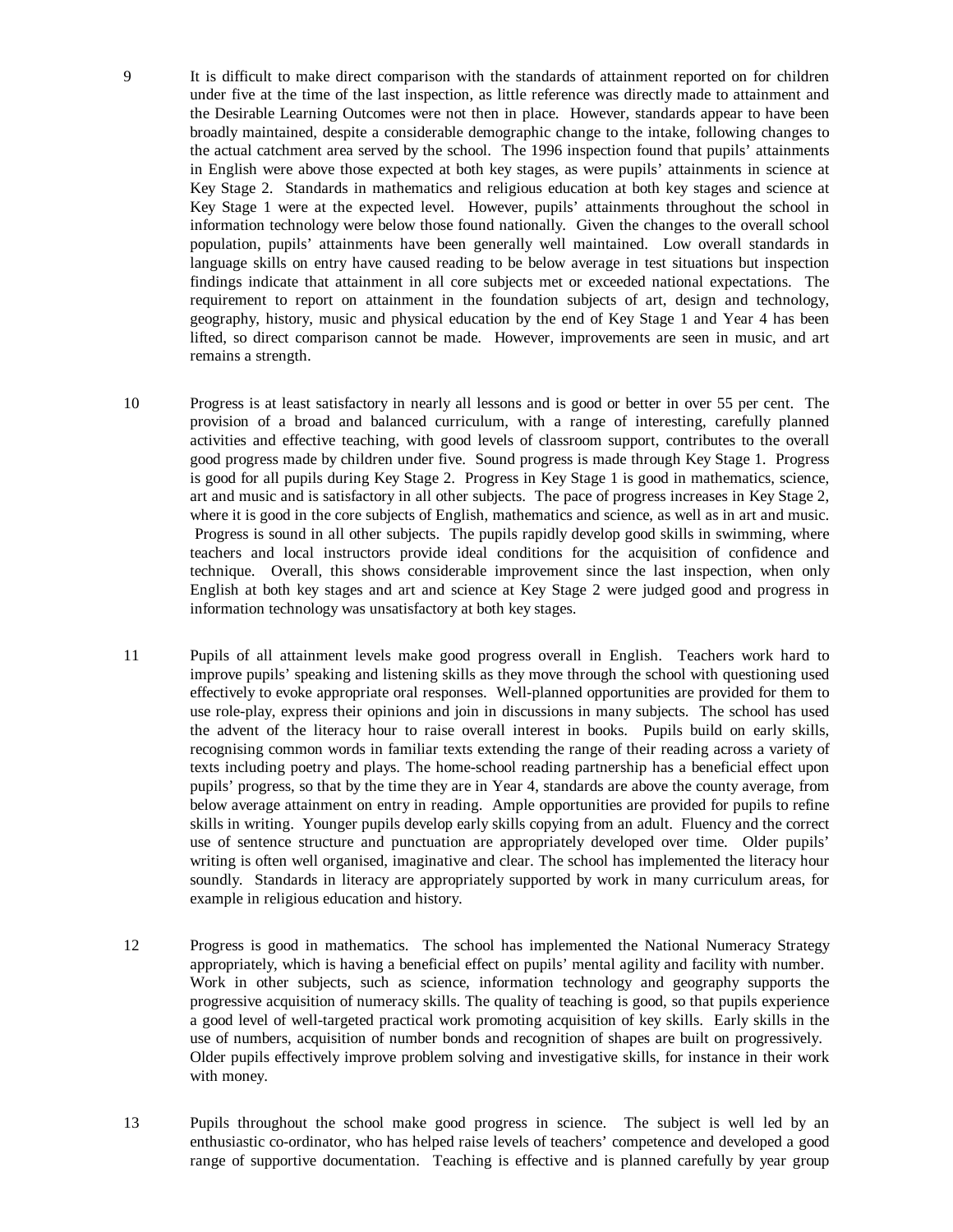9 It is difficult to make direct comparison with the standards of attainment reported on for children under five at the time of the last inspection, as little reference was directly made to attainment and the Desirable Learning Outcomes were not then in place. However, standards appear to have been broadly maintained, despite a considerable demographic change to the intake, following changes to the actual catchment area served by the school. The 1996 inspection found that pupils' attainments in English were above those expected at both key stages, as were pupils' attainments in science at Key Stage 2. Standards in mathematics and religious education at both key stages and science at Key Stage 1 were at the expected level. However, pupils' attainments throughout the school in information technology were below those found nationally. Given the changes to the overall school population, pupils' attainments have been generally well maintained. Low overall standards in language skills on entry have caused reading to be below average in test situations but inspection findings indicate that attainment in all core subjects met or exceeded national expectations. The requirement to report on attainment in the foundation subjects of art, design and technology, geography, history, music and physical education by the end of Key Stage 1 and Year 4 has been lifted, so direct comparison cannot be made. However, improvements are seen in music, and art remains a strength.

10 Progress is at least satisfactory in nearly all lessons and is good or better in over 55 per cent. The provision of a broad and balanced curriculum, with a range of interesting, carefully planned activities and effective teaching, with good levels of classroom support, contributes to the overall good progress made by children under five. Sound progress is made through Key Stage 1. Progress is good for all pupils during Key Stage 2. Progress in Key Stage 1 is good in mathematics, science, art and music and is satisfactory in all other subjects. The pace of progress increases in Key Stage 2, where it is good in the core subjects of English, mathematics and science, as well as in art and music. Progress is sound in all other subjects. The pupils rapidly develop good skills in swimming, where teachers and local instructors provide ideal conditions for the acquisition of confidence and technique. Overall, this shows considerable improvement since the last inspection, when only English at both key stages and art and science at Key Stage 2 were judged good and progress in information technology was unsatisfactory at both key stages.

11 Pupils of all attainment levels make good progress overall in English. Teachers work hard to improve pupils' speaking and listening skills as they move through the school with questioning used effectively to evoke appropriate oral responses. Well-planned opportunities are provided for them to use role-play, express their opinions and join in discussions in many subjects. The school has used the advent of the literacy hour to raise overall interest in books. Pupils build on early skills, recognising common words in familiar texts extending the range of their reading across a variety of texts including poetry and plays. The home-school reading partnership has a beneficial effect upon pupils' progress, so that by the time they are in Year 4, standards are above the county average, from below average attainment on entry in reading. Ample opportunities are provided for pupils to refine skills in writing. Younger pupils develop early skills copying from an adult. Fluency and the correct use of sentence structure and punctuation are appropriately developed over time. Older pupils' writing is often well organised, imaginative and clear. The school has implemented the literacy hour soundly. Standards in literacy are appropriately supported by work in many curriculum areas, for example in religious education and history.

12 Progress is good in mathematics. The school has implemented the National Numeracy Strategy appropriately, which is having a beneficial effect on pupils' mental agility and facility with number. Work in other subjects, such as science, information technology and geography supports the progressive acquisition of numeracy skills. The quality of teaching is good, so that pupils experience a good level of well-targeted practical work promoting acquisition of key skills. Early skills in the use of numbers, acquisition of number bonds and recognition of shapes are built on progressively. Older pupils effectively improve problem solving and investigative skills, for instance in their work with money.

13 Pupils throughout the school make good progress in science. The subject is well led by an enthusiastic co-ordinator, who has helped raise levels of teachers' competence and developed a good range of supportive documentation. Teaching is effective and is planned carefully by year group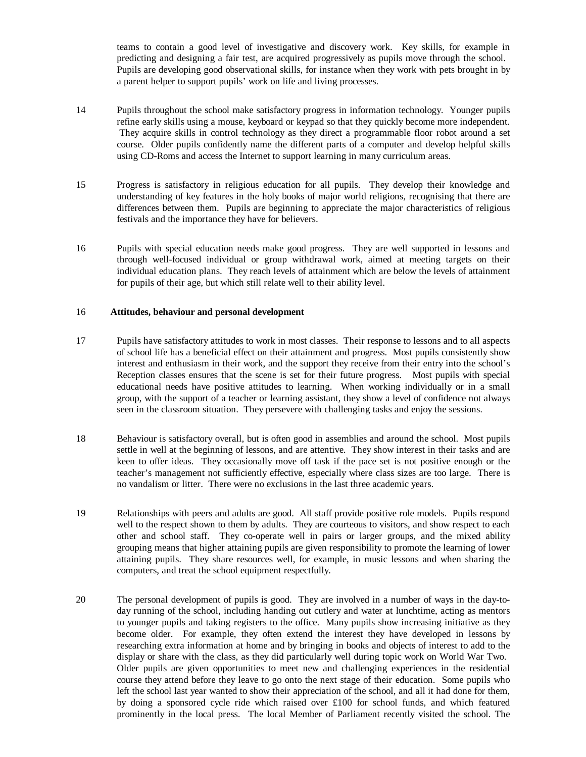teams to contain a good level of investigative and discovery work. Key skills, for example in predicting and designing a fair test, are acquired progressively as pupils move through the school. Pupils are developing good observational skills, for instance when they work with pets brought in by a parent helper to support pupils' work on life and living processes.

14 Pupils throughout the school make satisfactory progress in information technology. Younger pupils refine early skills using a mouse, keyboard or keypad so that they quickly become more independent. They acquire skills in control technology as they direct a programmable floor robot around a set course. Older pupils confidently name the different parts of a computer and develop helpful skills using CD-Roms and access the Internet to support learning in many curriculum areas.

15 Progress is satisfactory in religious education for all pupils. They develop their knowledge and understanding of key features in the holy books of major world religions, recognising that there are differences between them. Pupils are beginning to appreciate the major characteristics of religious festivals and the importance they have for believers.

16 Pupils with special education needs make good progress. They are well supported in lessons and through well-focused individual or group withdrawal work, aimed at meeting targets on their individual education plans. They reach levels of attainment which are below the levels of attainment for pupils of their age, but which still relate well to their ability level.

16 **Attitudes, behaviour and personal development**

17 Pupils have satisfactory attitudes to work in most classes. Their response to lessons and to all aspects of school life has a beneficial effect on their attainment and progress. Most pupils consistently show interest and enthusiasm in their work, and the support they receive from their entry into the school's Reception classes ensures that the scene is set for their future progress. Most pupils with special educational needs have positive attitudes to learning. When working individually or in a small group, with the support of a teacher or learning assistant, they show a level of confidence not always seen in the classroom situation. They persevere with challenging tasks and enjoy the sessions.

18 Behaviour is satisfactory overall, but is often good in assemblies and around the school. Most pupils settle in well at the beginning of lessons, and are attentive. They show interest in their tasks and are keen to offer ideas. They occasionally move off task if the pace set is not positive enough or the teacher's management not sufficiently effective, especially where class sizes are too large. There is no vandalism or litter. There were no exclusions in the last three academic years.

19 Relationships with peers and adults are good. All staff provide positive role models. Pupils respond well to the respect shown to them by adults. They are courteous to visitors, and show respect to each other and school staff. They co-operate well in pairs or larger groups, and the mixed ability grouping means that higher attaining pupils are given responsibility to promote the learning of lower attaining pupils. They share resources well, for example, in music lessons and when sharing the computers, and treat the school equipment respectfully.

20 The personal development of pupils is good. They are involved in a number of ways in the day-to-day running of the school, including handing out cutlery and water at lunchtime, acting as mentors to younger pupils and taking registers to the office. Many pupils show increasing initiative as they become older. For example, they often extend the interest they have developed in lessons by researching extra information at home and by bringing in books and objects of interest to add to the display or share with the class, as they did particularly well during topic work on World War Two. Older pupils are given opportunities to meet new and challenging experiences in the residential course they attend before they leave to go onto the next stage of their education. Some pupils who left the school last year wanted to show their appreciation of the school, and all it had done for them, by doing a sponsored cycle ride which raised over £100 for school funds, and which featured prominently in the local press. The local Member of Parliament recently visited the school. The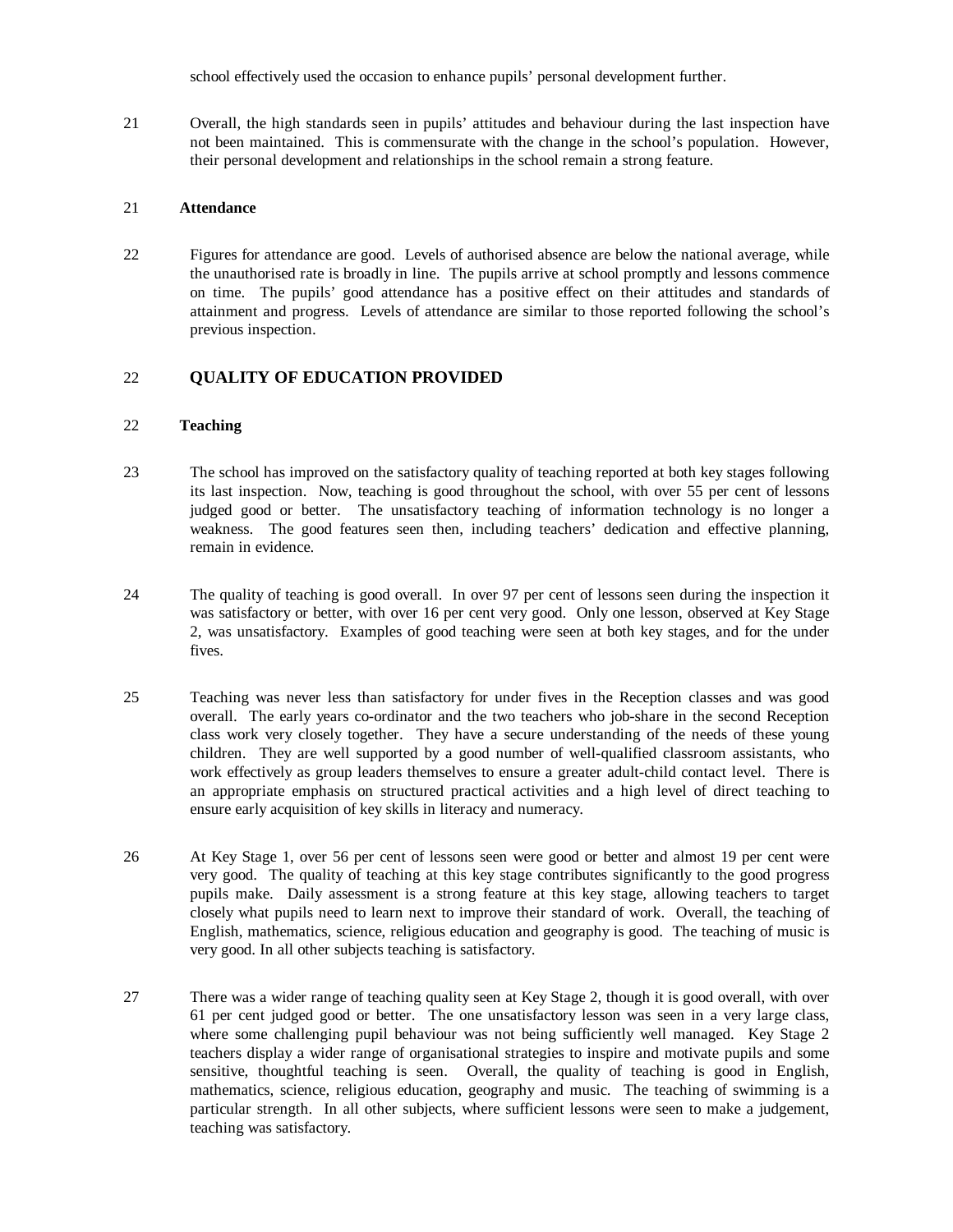school effectively used the occasion to enhance pupils' personal development further.

21 Overall, the high standards seen in pupils' attitudes and behaviour during the last inspection have not been maintained. This is commensurate with the change in the school's population. However, their personal development and relationships in the school remain a strong feature.

21 **Attendance**

22 Figures for attendance are good. Levels of authorised absence are below the national average, while the unauthorised rate is broadly in line. The pupils arrive at school promptly and lessons commence on time. The pupils' good attendance has a positive effect on their attitudes and standards of attainment and progress. Levels of attendance are similar to those reported following the school's previous inspection.

## 22 QUALITY OF EDUCATION PROVIDED

22 **Teaching**

23 The school has improved on the satisfactory quality of teaching reported at both key stages following its last inspection. Now, teaching is good throughout the school, with over 55 per cent of lessons judged good or better. The unsatisfactory teaching of information technology is no longer a weakness. The good features seen then, including teachers' dedication and effective planning, remain in evidence.

24 The quality of teaching is good overall. In over 97 per cent of lessons seen during the inspection it was satisfactory or better, with over 16 per cent very good. Only one lesson, observed at Key Stage 2, was unsatisfactory. Examples of good teaching were seen at both key stages, and for the under fives.

25 Teaching was never less than satisfactory for under fives in the Reception classes and was good overall. The early years co-ordinator and the two teachers who job-share in the second Reception class work very closely together. They have a secure understanding of the needs of these young children. They are well supported by a good number of well-qualified classroom assistants, who work effectively as group leaders themselves to ensure a greater adult-child contact level. There is an appropriate emphasis on structured practical activities and a high level of direct teaching to ensure early acquisition of key skills in literacy and numeracy.

26 At Key Stage 1, over 56 per cent of lessons seen were good or better and almost 19 per cent were very good. The quality of teaching at this key stage contributes significantly to the good progress pupils make. Daily assessment is a strong feature at this key stage, allowing teachers to target closely what pupils need to learn next to improve their standard of work. Overall, the teaching of English, mathematics, science, religious education and geography is good. The teaching of music is very good. In all other subjects teaching is satisfactory.

27 There was a wider range of teaching quality seen at Key Stage 2, though it is good overall, with over 61 per cent judged good or better. The one unsatisfactory lesson was seen in a very large class, where some challenging pupil behaviour was not being sufficiently well managed. Key Stage 2 teachers display a wider range of organisational strategies to inspire and motivate pupils and some sensitive, thoughtful teaching is seen. Overall, the quality of teaching is good in English, mathematics, science, religious education, geography and music. The teaching of swimming is a particular strength. In all other subjects, where sufficient lessons were seen to make a judgement, teaching was satisfactory.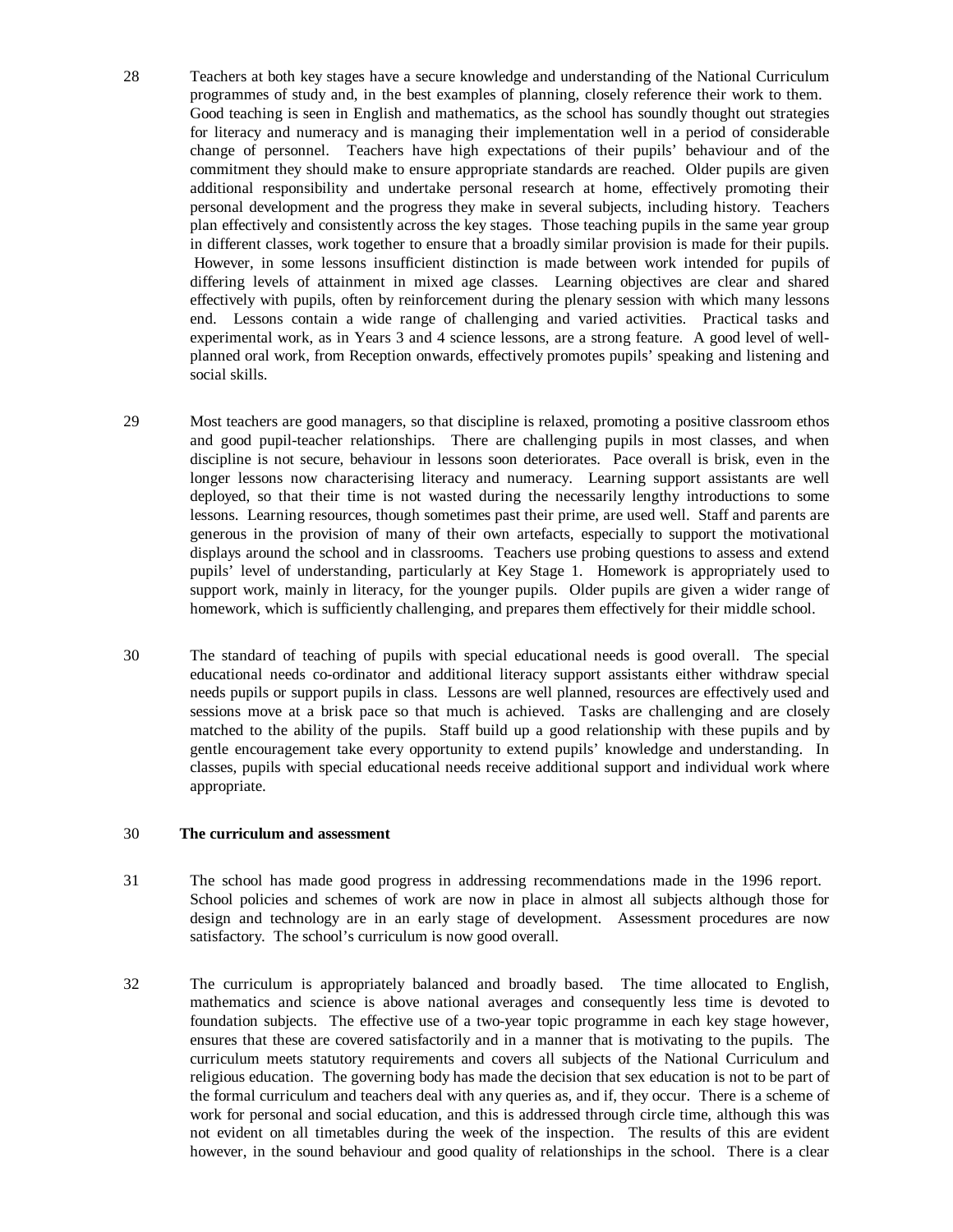28 Teachers at both key stages have a secure knowledge and understanding of the National Curriculum programmes of study and, in the best examples of planning, closely reference their work to them. Good teaching is seen in English and mathematics, as the school has soundly thought out strategies for literacy and numeracy and is managing their implementation well in a period of considerable change of personnel. Teachers have high expectations of their pupils' behaviour and of the commitment they should make to ensure appropriate standards are reached. Older pupils are given additional responsibility and undertake personal research at home, effectively promoting their personal development and the progress they make in several subjects, including history. Teachers plan effectively and consistently across the key stages. Those teaching pupils in the same year group in different classes, work together to ensure that a broadly similar provision is made for their pupils. However, in some lessons insufficient distinction is made between work intended for pupils of differing levels of attainment in mixed age classes. Learning objectives are clear and shared effectively with pupils, often by reinforcement during the plenary session with which many lessons end. Lessons contain a wide range of challenging and varied activities. Practical tasks and experimental work, as in Years 3 and 4 science lessons, are a strong feature. A good level of well-planned oral work, from Reception onwards, effectively promotes pupils' speaking and listening and social skills.

29 Most teachers are good managers, so that discipline is relaxed, promoting a positive classroom ethos and good pupil-teacher relationships. There are challenging pupils in most classes, and when discipline is not secure, behaviour in lessons soon deteriorates. Pace overall is brisk, even in the longer lessons now characterising literacy and numeracy. Learning support assistants are well deployed, so that their time is not wasted during the necessarily lengthy introductions to some lessons. Learning resources, though sometimes past their prime, are used well. Staff and parents are generous in the provision of many of their own artefacts, especially to support the motivational displays around the school and in classrooms. Teachers use probing questions to assess and extend pupils' level of understanding, particularly at Key Stage 1. Homework is appropriately used to support work, mainly in literacy, for the younger pupils. Older pupils are given a wider range of homework, which is sufficiently challenging, and prepares them effectively for their middle school.

30 The standard of teaching of pupils with special educational needs is good overall. The special educational needs co-ordinator and additional literacy support assistants either withdraw special needs pupils or support pupils in class. Lessons are well planned, resources are effectively used and sessions move at a brisk pace so that much is achieved. Tasks are challenging and are closely matched to the ability of the pupils. Staff build up a good relationship with these pupils and by gentle encouragement take every opportunity to extend pupils' knowledge and understanding. In classes, pupils with special educational needs receive additional support and individual work where appropriate.

30 **The curriculum and assessment**

31 The school has made good progress in addressing recommendations made in the 1996 report. School policies and schemes of work are now in place in almost all subjects although those for design and technology are in an early stage of development. Assessment procedures are now satisfactory. The school's curriculum is now good overall.

32 The curriculum is appropriately balanced and broadly based. The time allocated to English, mathematics and science is above national averages and consequently less time is devoted to foundation subjects. The effective use of a two-year topic programme in each key stage however, ensures that these are covered satisfactorily and in a manner that is motivating to the pupils. The curriculum meets statutory requirements and covers all subjects of the National Curriculum and religious education. The governing body has made the decision that sex education is not to be part of the formal curriculum and teachers deal with any queries as, and if, they occur. There is a scheme of work for personal and social education, and this is addressed through circle time, although this was not evident on all timetables during the week of the inspection. The results of this are evident however, in the sound behaviour and good quality of relationships in the school. There is a clear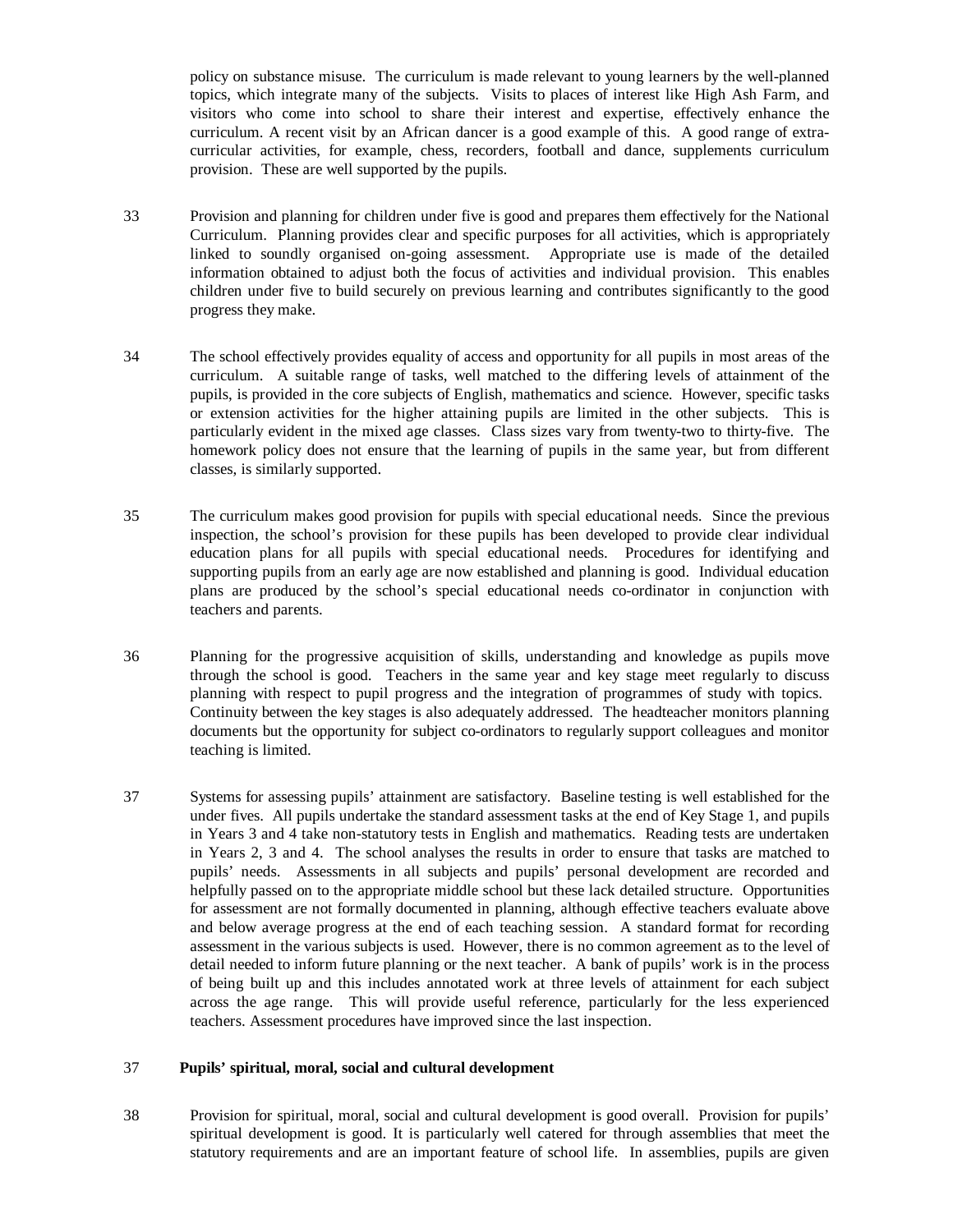policy on substance misuse. The curriculum is made relevant to young learners by the well-planned topics, which integrate many of the subjects. Visits to places of interest like High Ash Farm, and visitors who come into school to share their interest and expertise, effectively enhance the curriculum. A recent visit by an African dancer is a good example of this. A good range of extra-curricular activities, for example, chess, recorders, football and dance, supplements curriculum provision. These are well supported by the pupils.

33 Provision and planning for children under five is good and prepares them effectively for the National Curriculum. Planning provides clear and specific purposes for all activities, which is appropriately linked to soundly organised on-going assessment. Appropriate use is made of the detailed information obtained to adjust both the focus of activities and individual provision. This enables children under five to build securely on previous learning and contributes significantly to the good progress they make.

34 The school effectively provides equality of access and opportunity for all pupils in most areas of the curriculum. A suitable range of tasks, well matched to the differing levels of attainment of the pupils, is provided in the core subjects of English, mathematics and science. However, specific tasks or extension activities for the higher attaining pupils are limited in the other subjects. This is particularly evident in the mixed age classes. Class sizes vary from twenty-two to thirty-five. The homework policy does not ensure that the learning of pupils in the same year, but from different classes, is similarly supported.

35 The curriculum makes good provision for pupils with special educational needs. Since the previous inspection, the school's provision for these pupils has been developed to provide clear individual education plans for all pupils with special educational needs. Procedures for identifying and supporting pupils from an early age are now established and planning is good. Individual education plans are produced by the school's special educational needs co-ordinator in conjunction with teachers and parents.

36 Planning for the progressive acquisition of skills, understanding and knowledge as pupils move through the school is good. Teachers in the same year and key stage meet regularly to discuss planning with respect to pupil progress and the integration of programmes of study with topics. Continuity between the key stages is also adequately addressed. The headteacher monitors planning documents but the opportunity for subject co-ordinators to regularly support colleagues and monitor teaching is limited.

37 Systems for assessing pupils' attainment are satisfactory. Baseline testing is well established for the under fives. All pupils undertake the standard assessment tasks at the end of Key Stage 1, and pupils in Years 3 and 4 take non-statutory tests in English and mathematics. Reading tests are undertaken in Years 2, 3 and 4. The school analyses the results in order to ensure that tasks are matched to pupils' needs. Assessments in all subjects and pupils' personal development are recorded and helpfully passed on to the appropriate middle school but these lack detailed structure. Opportunities for assessment are not formally documented in planning, although effective teachers evaluate above and below average progress at the end of each teaching session. A standard format for recording assessment in the various subjects is used. However, there is no common agreement as to the level of detail needed to inform future planning or the next teacher. A bank of pupils' work is in the process of being built up and this includes annotated work at three levels of attainment for each subject across the age range. This will provide useful reference, particularly for the less experienced teachers. Assessment procedures have improved since the last inspection.

37 **Pupils' spiritual, moral, social and cultural development**

38 Provision for spiritual, moral, social and cultural development is good overall. Provision for pupils' spiritual development is good. It is particularly well catered for through assemblies that meet the statutory requirements and are an important feature of school life. In assemblies, pupils are given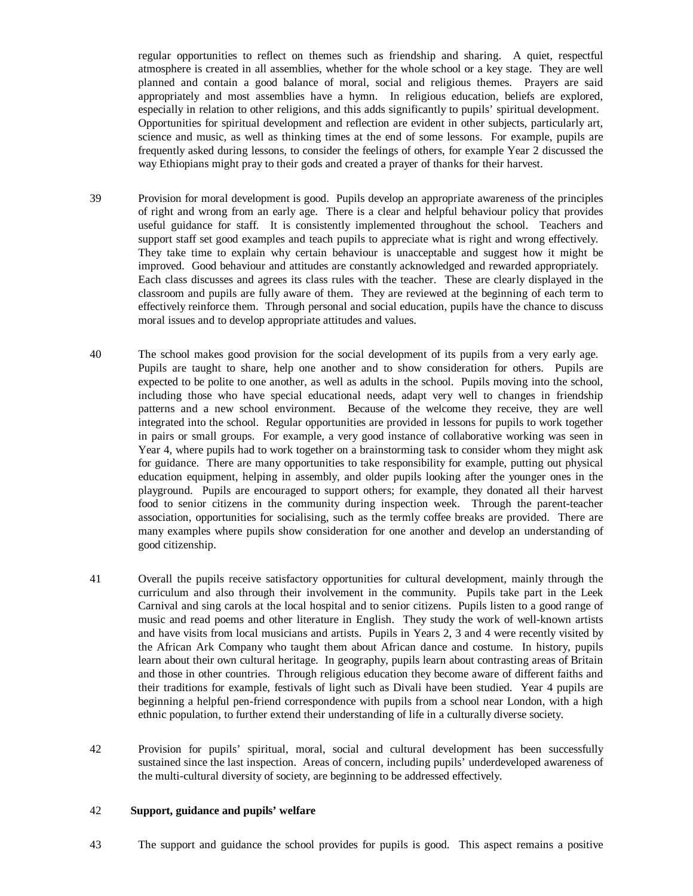regular opportunities to reflect on themes such as friendship and sharing. A quiet, respectful atmosphere is created in all assemblies, whether for the whole school or a key stage. They are well planned and contain a good balance of moral, social and religious themes. Prayers are said appropriately and most assemblies have a hymn. In religious education, beliefs are explored, especially in relation to other religions, and this adds significantly to pupils' spiritual development. Opportunities for spiritual development and reflection are evident in other subjects, particularly art, science and music, as well as thinking times at the end of some lessons. For example, pupils are frequently asked during lessons, to consider the feelings of others, for example Year 2 discussed the way Ethiopians might pray to their gods and created a prayer of thanks for their harvest.

39 Provision for moral development is good. Pupils develop an appropriate awareness of the principles of right and wrong from an early age. There is a clear and helpful behaviour policy that provides useful guidance for staff. It is consistently implemented throughout the school. Teachers and support staff set good examples and teach pupils to appreciate what is right and wrong effectively. They take time to explain why certain behaviour is unacceptable and suggest how it might be improved. Good behaviour and attitudes are constantly acknowledged and rewarded appropriately. Each class discusses and agrees its class rules with the teacher. These are clearly displayed in the classroom and pupils are fully aware of them. They are reviewed at the beginning of each term to effectively reinforce them. Through personal and social education, pupils have the chance to discuss moral issues and to develop appropriate attitudes and values.

40 The school makes good provision for the social development of its pupils from a very early age. Pupils are taught to share, help one another and to show consideration for others. Pupils are expected to be polite to one another, as well as adults in the school. Pupils moving into the school, including those who have special educational needs, adapt very well to changes in friendship patterns and a new school environment. Because of the welcome they receive, they are well integrated into the school. Regular opportunities are provided in lessons for pupils to work together in pairs or small groups. For example, a very good instance of collaborative working was seen in Year 4, where pupils had to work together on a brainstorming task to consider whom they might ask for guidance. There are many opportunities to take responsibility for example, putting out physical education equipment, helping in assembly, and older pupils looking after the younger ones in the playground. Pupils are encouraged to support others; for example, they donated all their harvest food to senior citizens in the community during inspection week. Through the parent-teacher association, opportunities for socialising, such as the termly coffee breaks are provided. There are many examples where pupils show consideration for one another and develop an understanding of good citizenship.

41 Overall the pupils receive satisfactory opportunities for cultural development, mainly through the curriculum and also through their involvement in the community. Pupils take part in the Leek Carnival and sing carols at the local hospital and to senior citizens. Pupils listen to a good range of music and read poems and other literature in English. They study the work of well-known artists and have visits from local musicians and artists. Pupils in Years 2, 3 and 4 were recently visited by the African Ark Company who taught them about African dance and costume. In history, pupils learn about their own cultural heritage. In geography, pupils learn about contrasting areas of Britain and those in other countries. Through religious education they become aware of different faiths and their traditions for example, festivals of light such as Divali have been studied. Year 4 pupils are beginning a helpful pen-friend correspondence with pupils from a school near London, with a high ethnic population, to further extend their understanding of life in a culturally diverse society.

42 Provision for pupils' spiritual, moral, social and cultural development has been successfully sustained since the last inspection. Areas of concern, including pupils' underdeveloped awareness of the multi-cultural diversity of society, are beginning to be addressed effectively.

42 **Support, guidance and pupils' welfare**

43 The support and guidance the school provides for pupils is good. This aspect remains a positive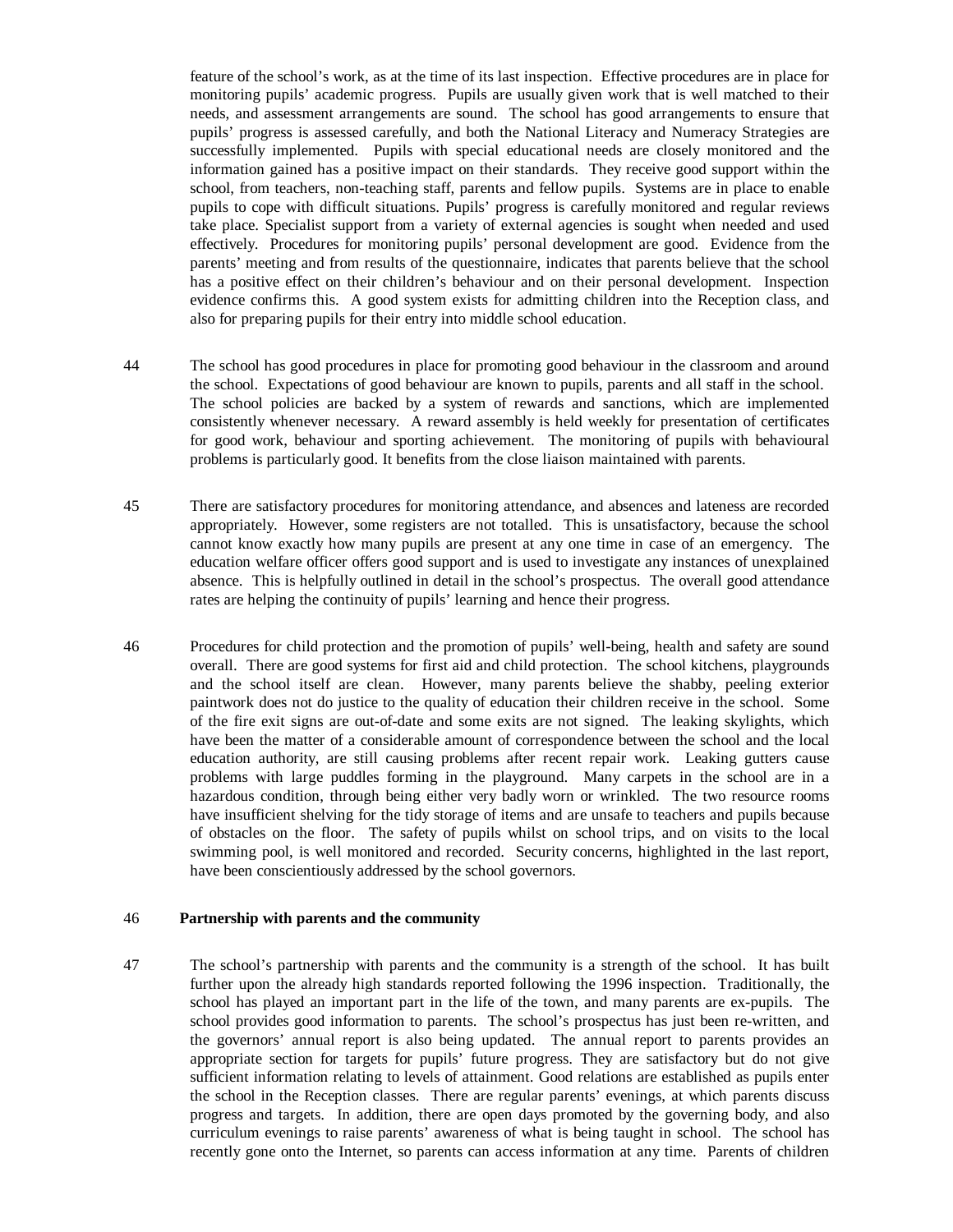feature of the school's work, as at the time of its last inspection. Effective procedures are in place for monitoring pupils' academic progress. Pupils are usually given work that is well matched to their needs, and assessment arrangements are sound. The school has good arrangements to ensure that pupils' progress is assessed carefully, and both the National Literacy and Numeracy Strategies are successfully implemented. Pupils with special educational needs are closely monitored and the information gained has a positive impact on their standards. They receive good support within the school, from teachers, non-teaching staff, parents and fellow pupils. Systems are in place to enable pupils to cope with difficult situations. Pupils' progress is carefully monitored and regular reviews take place. Specialist support from a variety of external agencies is sought when needed and used effectively. Procedures for monitoring pupils' personal development are good. Evidence from the parents' meeting and from results of the questionnaire, indicates that parents believe that the school has a positive effect on their children's behaviour and on their personal development. Inspection evidence confirms this. A good system exists for admitting children into the Reception class, and also for preparing pupils for their entry into middle school education.

44 The school has good procedures in place for promoting good behaviour in the classroom and around the school. Expectations of good behaviour are known to pupils, parents and all staff in the school. The school policies are backed by a system of rewards and sanctions, which are implemented consistently whenever necessary. A reward assembly is held weekly for presentation of certificates for good work, behaviour and sporting achievement. The monitoring of pupils with behavioural problems is particularly good. It benefits from the close liaison maintained with parents.

45 There are satisfactory procedures for monitoring attendance, and absences and lateness are recorded appropriately. However, some registers are not totalled. This is unsatisfactory, because the school cannot know exactly how many pupils are present at any one time in case of an emergency. The education welfare officer offers good support and is used to investigate any instances of unexplained absence. This is helpfully outlined in detail in the school's prospectus. The overall good attendance rates are helping the continuity of pupils' learning and hence their progress.

46 Procedures for child protection and the promotion of pupils' well-being, health and safety are sound overall. There are good systems for first aid and child protection. The school kitchens, playgrounds and the school itself are clean. However, many parents believe the shabby, peeling exterior paintwork does not do justice to the quality of education their children receive in the school. Some of the fire exit signs are out-of-date and some exits are not signed. The leaking skylights, which have been the matter of a considerable amount of correspondence between the school and the local education authority, are still causing problems after recent repair work. Leaking gutters cause problems with large puddles forming in the playground. Many carpets in the school are in a hazardous condition, through being either very badly worn or wrinkled. The two resource rooms have insufficient shelving for the tidy storage of items and are unsafe to teachers and pupils because of obstacles on the floor. The safety of pupils whilst on school trips, and on visits to the local swimming pool, is well monitored and recorded. Security concerns, highlighted in the last report, have been conscientiously addressed by the school governors.

46 **Partnership with parents and the community**

47 The school's partnership with parents and the community is a strength of the school. It has built further upon the already high standards reported following the 1996 inspection. Traditionally, the school has played an important part in the life of the town, and many parents are ex-pupils. The school provides good information to parents. The school's prospectus has just been re-written, and the governors' annual report is also being updated. The annual report to parents provides an appropriate section for targets for pupils' future progress. They are satisfactory but do not give sufficient information relating to levels of attainment. Good relations are established as pupils enter the school in the Reception classes. There are regular parents' evenings, at which parents discuss progress and targets. In addition, there are open days promoted by the governing body, and also curriculum evenings to raise parents' awareness of what is being taught in school. The school has recently gone onto the Internet, so parents can access information at any time. Parents of children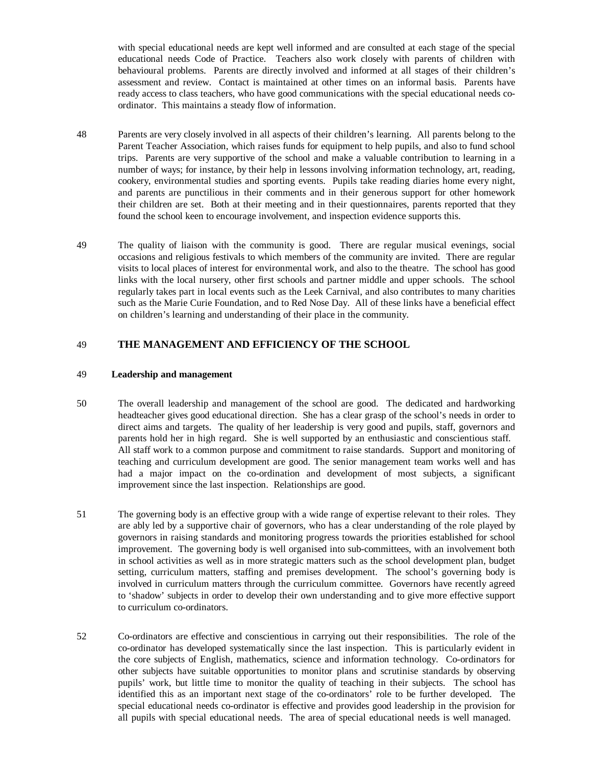with special educational needs are kept well informed and are consulted at each stage of the special educational needs Code of Practice. Teachers also work closely with parents of children with behavioural problems. Parents are directly involved and informed at all stages of their children's assessment and review. Contact is maintained at other times on an informal basis. Parents have ready access to class teachers, who have good communications with the special educational needs co-ordinator. This maintains a steady flow of information.

48 Parents are very closely involved in all aspects of their children's learning. All parents belong to the Parent Teacher Association, which raises funds for equipment to help pupils, and also to fund school trips. Parents are very supportive of the school and make a valuable contribution to learning in a number of ways; for instance, by their help in lessons involving information technology, art, reading, cookery, environmental studies and sporting events. Pupils take reading diaries home every night, and parents are punctilious in their comments and in their generous support for other homework their children are set. Both at their meeting and in their questionnaires, parents reported that they found the school keen to encourage involvement, and inspection evidence supports this.

49 The quality of liaison with the community is good. There are regular musical evenings, social occasions and religious festivals to which members of the community are invited. There are regular visits to local places of interest for environmental work, and also to the theatre. The school has good links with the local nursery, other first schools and partner middle and upper schools. The school regularly takes part in local events such as the Leek Carnival, and also contributes to many charities such as the Marie Curie Foundation, and to Red Nose Day. All of these links have a beneficial effect on children's learning and understanding of their place in the community.

## 49 THE MANAGEMENT AND EFFICIENCY OF THE SCHOOL

### 49 Leadership and management

50 The overall leadership and management of the school are good. The dedicated and hardworking headteacher gives good educational direction. She has a clear grasp of the school's needs in order to direct aims and targets. The quality of her leadership is very good and pupils, staff, governors and parents hold her in high regard. She is well supported by an enthusiastic and conscientious staff. All staff work to a common purpose and commitment to raise standards. Support and monitoring of teaching and curriculum development are good. The senior management team works well and has had a major impact on the co-ordination and development of most subjects, a significant improvement since the last inspection. Relationships are good.

51 The governing body is an effective group with a wide range of expertise relevant to their roles. They are ably led by a supportive chair of governors, who has a clear understanding of the role played by governors in raising standards and monitoring progress towards the priorities established for school improvement. The governing body is well organised into sub-committees, with an involvement both in school activities as well as in more strategic matters such as the school development plan, budget setting, curriculum matters, staffing and premises development. The school's governing body is involved in curriculum matters through the curriculum committee. Governors have recently agreed to 'shadow' subjects in order to develop their own understanding and to give more effective support to curriculum co-ordinators.

52 Co-ordinators are effective and conscientious in carrying out their responsibilities. The role of the co-ordinator has developed systematically since the last inspection. This is particularly evident in the core subjects of English, mathematics, science and information technology. Co-ordinators for other subjects have suitable opportunities to monitor plans and scrutinise standards by observing pupils' work, but little time to monitor the quality of teaching in their subjects. The school has identified this as an important next stage of the co-ordinators' role to be further developed. The special educational needs co-ordinator is effective and provides good leadership in the provision for all pupils with special educational needs. The area of special educational needs is well managed.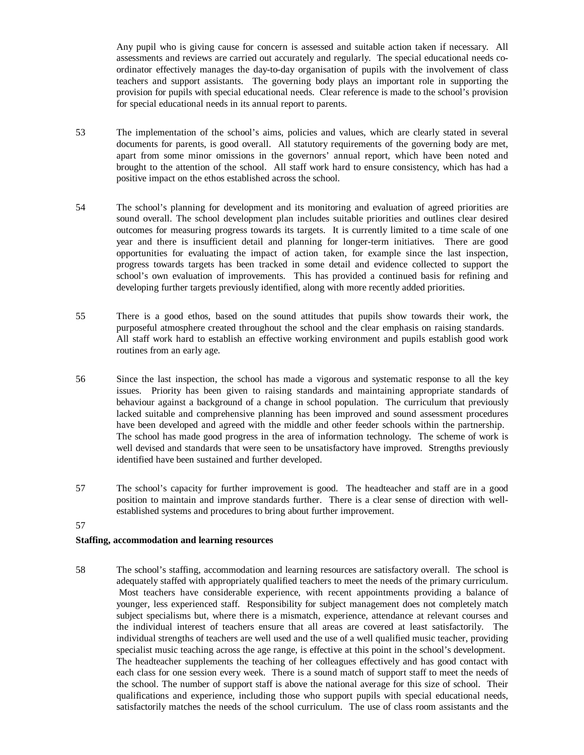Any pupil who is giving cause for concern is assessed and suitable action taken if necessary. All assessments and reviews are carried out accurately and regularly. The special educational needs co-ordinator effectively manages the day-to-day organisation of pupils with the involvement of class teachers and support assistants. The governing body plays an important role in supporting the provision for pupils with special educational needs. Clear reference is made to the school's provision for special educational needs in its annual report to parents.

53 The implementation of the school's aims, policies and values, which are clearly stated in several documents for parents, is good overall. All statutory requirements of the governing body are met, apart from some minor omissions in the governors' annual report, which have been noted and brought to the attention of the school. All staff work hard to ensure consistency, which has had a positive impact on the ethos established across the school.

54 The school's planning for development and its monitoring and evaluation of agreed priorities are sound overall. The school development plan includes suitable priorities and outlines clear desired outcomes for measuring progress towards its targets. It is currently limited to a time scale of one year and there is insufficient detail and planning for longer-term initiatives. There are good opportunities for evaluating the impact of action taken, for example since the last inspection, progress towards targets has been tracked in some detail and evidence collected to support the school's own evaluation of improvements. This has provided a continued basis for refining and developing further targets previously identified, along with more recently added priorities.

55 There is a good ethos, based on the sound attitudes that pupils show towards their work, the purposeful atmosphere created throughout the school and the clear emphasis on raising standards. All staff work hard to establish an effective working environment and pupils establish good work routines from an early age.

56 Since the last inspection, the school has made a vigorous and systematic response to all the key issues. Priority has been given to raising standards and maintaining appropriate standards of behaviour against a background of a change in school population. The curriculum that previously lacked suitable and comprehensive planning has been improved and sound assessment procedures have been developed and agreed with the middle and other feeder schools within the partnership. The school has made good progress in the area of information technology. The scheme of work is well devised and standards that were seen to be unsatisfactory have improved. Strengths previously identified have been sustained and further developed.

57 The school's capacity for further improvement is good. The headteacher and staff are in a good position to maintain and improve standards further. There is a clear sense of direction with well-established systems and procedures to bring about further improvement.

57

**Staffing, accommodation and learning resources**

58 The school's staffing, accommodation and learning resources are satisfactory overall. The school is adequately staffed with appropriately qualified teachers to meet the needs of the primary curriculum. Most teachers have considerable experience, with recent appointments providing a balance of younger, less experienced staff. Responsibility for subject management does not completely match subject specialisms but, where there is a mismatch, experience, attendance at relevant courses and the individual interest of teachers ensure that all areas are covered at least satisfactorily. The individual strengths of teachers are well used and the use of a well qualified music teacher, providing specialist music teaching across the age range, is effective at this point in the school's development. The headteacher supplements the teaching of her colleagues effectively and has good contact with each class for one session every week. There is a sound match of support staff to meet the needs of the school. The number of support staff is above the national average for this size of school. Their qualifications and experience, including those who support pupils with special educational needs, satisfactorily matches the needs of the school curriculum. The use of class room assistants and the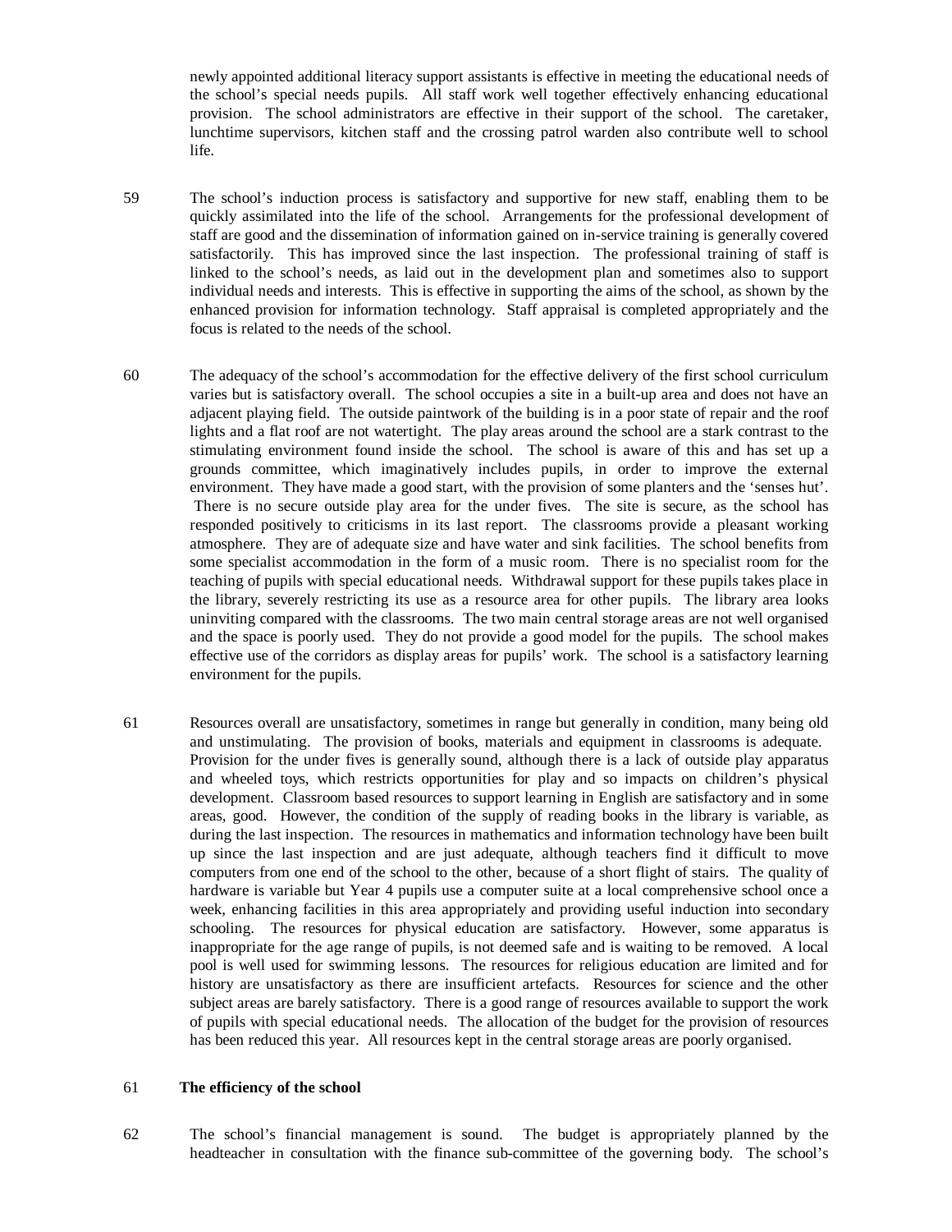newly appointed additional literacy support assistants is effective in meeting the educational needs of the school's special needs pupils. All staff work well together effectively enhancing educational provision. The school administrators are effective in their support of the school. The caretaker, lunchtime supervisors, kitchen staff and the crossing patrol warden also contribute well to school life.

59 The school's induction process is satisfactory and supportive for new staff, enabling them to be quickly assimilated into the life of the school. Arrangements for the professional development of staff are good and the dissemination of information gained on in-service training is generally covered satisfactorily. This has improved since the last inspection. The professional training of staff is linked to the school's needs, as laid out in the development plan and sometimes also to support individual needs and interests. This is effective in supporting the aims of the school, as shown by the enhanced provision for information technology. Staff appraisal is completed appropriately and the focus is related to the needs of the school.

60 The adequacy of the school's accommodation for the effective delivery of the first school curriculum varies but is satisfactory overall. The school occupies a site in a built-up area and does not have an adjacent playing field. The outside paintwork of the building is in a poor state of repair and the roof lights and a flat roof are not watertight. The play areas around the school are a stark contrast to the stimulating environment found inside the school. The school is aware of this and has set up a grounds committee, which imaginatively includes pupils, in order to improve the external environment. They have made a good start, with the provision of some planters and the 'senses hut'. There is no secure outside play area for the under fives. The site is secure, as the school has responded positively to criticisms in its last report. The classrooms provide a pleasant working atmosphere. They are of adequate size and have water and sink facilities. The school benefits from some specialist accommodation in the form of a music room. There is no specialist room for the teaching of pupils with special educational needs. Withdrawal support for these pupils takes place in the library, severely restricting its use as a resource area for other pupils. The library area looks uninviting compared with the classrooms. The two main central storage areas are not well organised and the space is poorly used. They do not provide a good model for the pupils. The school makes effective use of the corridors as display areas for pupils' work. The school is a satisfactory learning environment for the pupils.

61 Resources overall are unsatisfactory, sometimes in range but generally in condition, many being old and unstimulating. The provision of books, materials and equipment in classrooms is adequate. Provision for the under fives is generally sound, although there is a lack of outside play apparatus and wheeled toys, which restricts opportunities for play and so impacts on children's physical development. Classroom based resources to support learning in English are satisfactory and in some areas, good. However, the condition of the supply of reading books in the library is variable, as during the last inspection. The resources in mathematics and information technology have been built up since the last inspection and are just adequate, although teachers find it difficult to move computers from one end of the school to the other, because of a short flight of stairs. The quality of hardware is variable but Year 4 pupils use a computer suite at a local comprehensive school once a week, enhancing facilities in this area appropriately and providing useful induction into secondary schooling. The resources for physical education are satisfactory. However, some apparatus is inappropriate for the age range of pupils, is not deemed safe and is waiting to be removed. A local pool is well used for swimming lessons. The resources for religious education are limited and for history are unsatisfactory as there are insufficient artefacts. Resources for science and the other subject areas are barely satisfactory. There is a good range of resources available to support the work of pupils with special educational needs. The allocation of the budget for the provision of resources has been reduced this year. All resources kept in the central storage areas are poorly organised.

61 **The efficiency of the school**

62 The school's financial management is sound. The budget is appropriately planned by the headteacher in consultation with the finance sub-committee of the governing body. The school's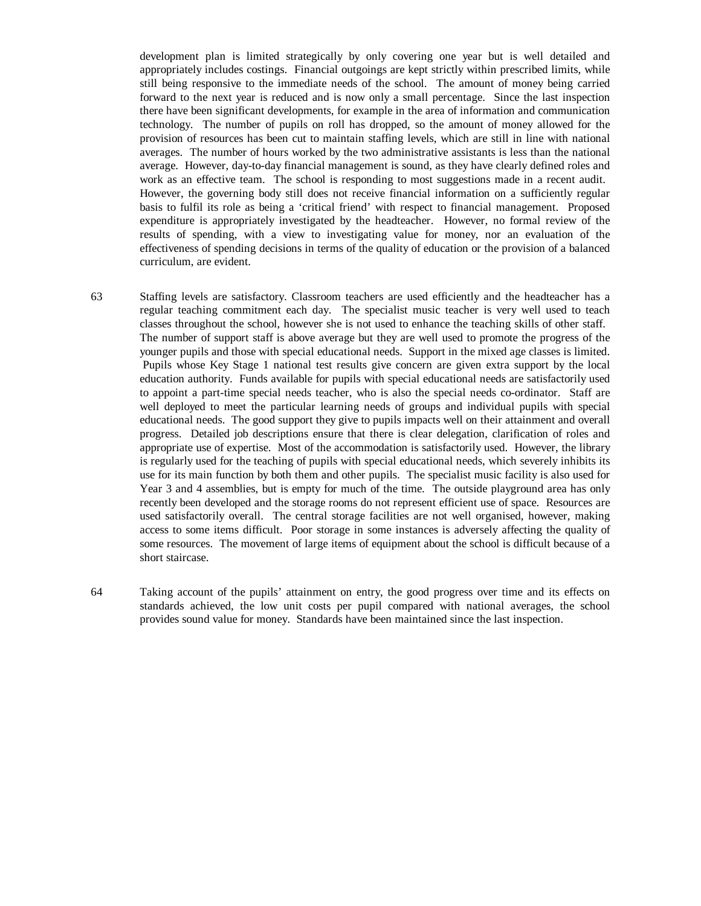development plan is limited strategically by only covering one year but is well detailed and appropriately includes costings. Financial outgoings are kept strictly within prescribed limits, while still being responsive to the immediate needs of the school. The amount of money being carried forward to the next year is reduced and is now only a small percentage. Since the last inspection there have been significant developments, for example in the area of information and communication technology. The number of pupils on roll has dropped, so the amount of money allowed for the provision of resources has been cut to maintain staffing levels, which are still in line with national averages. The number of hours worked by the two administrative assistants is less than the national average. However, day-to-day financial management is sound, as they have clearly defined roles and work as an effective team. The school is responding to most suggestions made in a recent audit. However, the governing body still does not receive financial information on a sufficiently regular basis to fulfil its role as being a 'critical friend' with respect to financial management. Proposed expenditure is appropriately investigated by the headteacher. However, no formal review of the results of spending, with a view to investigating value for money, nor an evaluation of the effectiveness of spending decisions in terms of the quality of education or the provision of a balanced curriculum, are evident.

63 Staffing levels are satisfactory. Classroom teachers are used efficiently and the headteacher has a regular teaching commitment each day. The specialist music teacher is very well used to teach classes throughout the school, however she is not used to enhance the teaching skills of other staff. The number of support staff is above average but they are well used to promote the progress of the younger pupils and those with special educational needs. Support in the mixed age classes is limited. Pupils whose Key Stage 1 national test results give concern are given extra support by the local education authority. Funds available for pupils with special educational needs are satisfactorily used to appoint a part-time special needs teacher, who is also the special needs co-ordinator. Staff are well deployed to meet the particular learning needs of groups and individual pupils with special educational needs. The good support they give to pupils impacts well on their attainment and overall progress. Detailed job descriptions ensure that there is clear delegation, clarification of roles and appropriate use of expertise. Most of the accommodation is satisfactorily used. However, the library is regularly used for the teaching of pupils with special educational needs, which severely inhibits its use for its main function by both them and other pupils. The specialist music facility is also used for Year 3 and 4 assemblies, but is empty for much of the time. The outside playground area has only recently been developed and the storage rooms do not represent efficient use of space. Resources are used satisfactorily overall. The central storage facilities are not well organised, however, making access to some items difficult. Poor storage in some instances is adversely affecting the quality of some resources. The movement of large items of equipment about the school is difficult because of a short staircase.

64 Taking account of the pupils' attainment on entry, the good progress over time and its effects on standards achieved, the low unit costs per pupil compared with national averages, the school provides sound value for money. Standards have been maintained since the last inspection.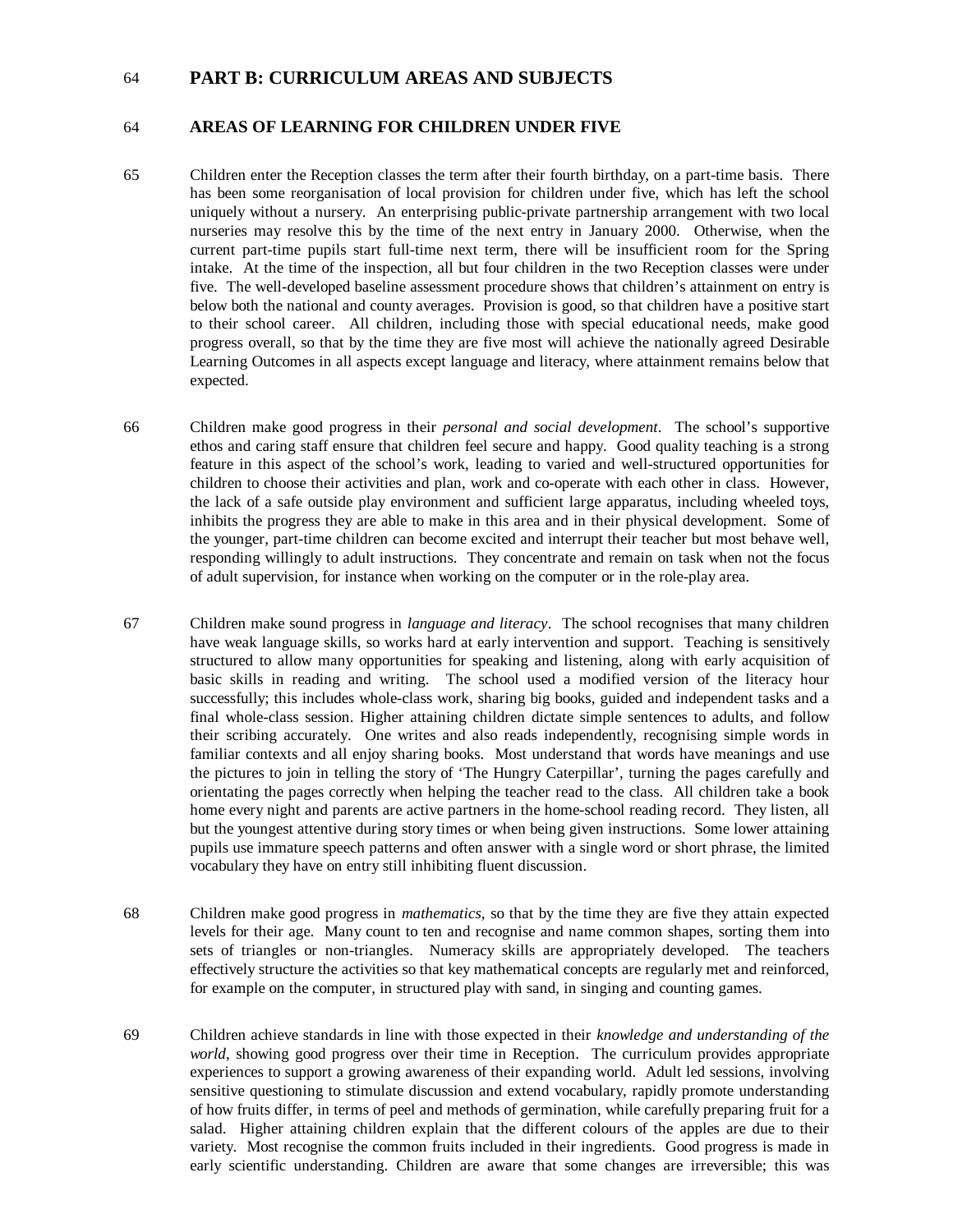64 **PART B: CURRICULUM AREAS AND SUBJECTS**

64 **AREAS OF LEARNING FOR CHILDREN UNDER FIVE**

65 Children enter the Reception classes the term after their fourth birthday, on a part-time basis. There has been some reorganisation of local provision for children under five, which has left the school uniquely without a nursery. An enterprising public-private partnership arrangement with two local nurseries may resolve this by the time of the next entry in January 2000. Otherwise, when the current part-time pupils start full-time next term, there will be insufficient room for the Spring intake. At the time of the inspection, all but four children in the two Reception classes were under five. The well-developed baseline assessment procedure shows that children's attainment on entry is below both the national and county averages. Provision is good, so that children have a positive start to their school career. All children, including those with special educational needs, make good progress overall, so that by the time they are five most will achieve the nationally agreed Desirable Learning Outcomes in all aspects except language and literacy, where attainment remains below that expected.

66 Children make good progress in their *personal and social development*. The school's supportive ethos and caring staff ensure that children feel secure and happy. Good quality teaching is a strong feature in this aspect of the school's work, leading to varied and well-structured opportunities for children to choose their activities and plan, work and co-operate with each other in class. However, the lack of a safe outside play environment and sufficient large apparatus, including wheeled toys, inhibits the progress they are able to make in this area and in their physical development. Some of the younger, part-time children can become excited and interrupt their teacher but most behave well, responding willingly to adult instructions. They concentrate and remain on task when not the focus of adult supervision, for instance when working on the computer or in the role-play area.

67 Children make sound progress in *language and literacy*. The school recognises that many children have weak language skills, so works hard at early intervention and support. Teaching is sensitively structured to allow many opportunities for speaking and listening, along with early acquisition of basic skills in reading and writing. The school used a modified version of the literacy hour successfully; this includes whole-class work, sharing big books, guided and independent tasks and a final whole-class session. Higher attaining children dictate simple sentences to adults, and follow their scribing accurately. One writes and also reads independently, recognising simple words in familiar contexts and all enjoy sharing books. Most understand that words have meanings and use the pictures to join in telling the story of 'The Hungry Caterpillar', turning the pages carefully and orientating the pages correctly when helping the teacher read to the class. All children take a book home every night and parents are active partners in the home-school reading record. They listen, all but the youngest attentive during story times or when being given instructions. Some lower attaining pupils use immature speech patterns and often answer with a single word or short phrase, the limited vocabulary they have on entry still inhibiting fluent discussion.

68 Children make good progress in *mathematics*, so that by the time they are five they attain expected levels for their age. Many count to ten and recognise and name common shapes, sorting them into sets of triangles or non-triangles. Numeracy skills are appropriately developed. The teachers effectively structure the activities so that key mathematical concepts are regularly met and reinforced, for example on the computer, in structured play with sand, in singing and counting games.

69 Children achieve standards in line with those expected in their *knowledge and understanding of the world*, showing good progress over their time in Reception. The curriculum provides appropriate experiences to support a growing awareness of their expanding world. Adult led sessions, involving sensitive questioning to stimulate discussion and extend vocabulary, rapidly promote understanding of how fruits differ, in terms of peel and methods of germination, while carefully preparing fruit for a salad. Higher attaining children explain that the different colours of the apples are due to their variety. Most recognise the common fruits included in their ingredients. Good progress is made in early scientific understanding. Children are aware that some changes are irreversible; this was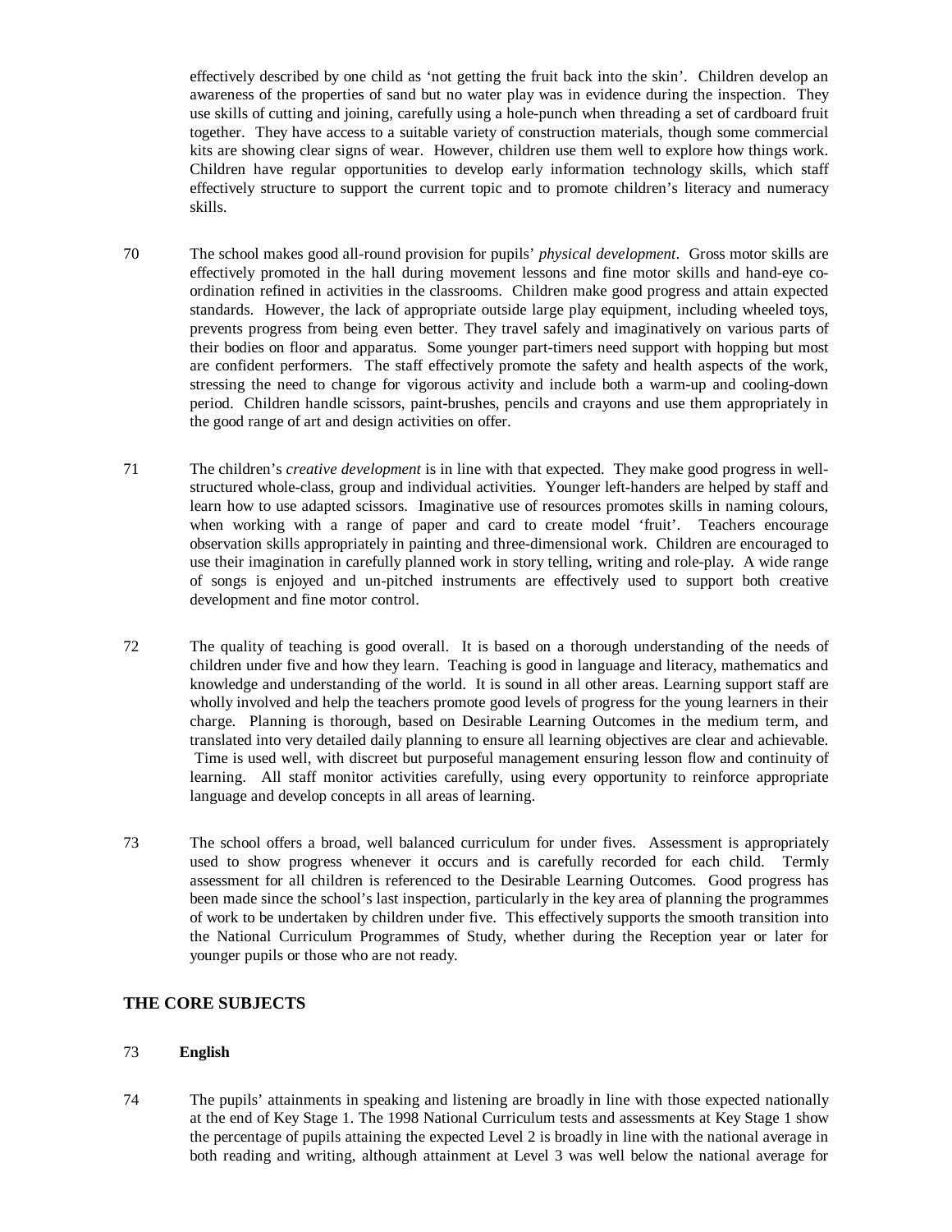effectively described by one child as 'not getting the fruit back into the skin'. Children develop an awareness of the properties of sand but no water play was in evidence during the inspection. They use skills of cutting and joining, carefully using a hole-punch when threading a set of cardboard fruit together. They have access to a suitable variety of construction materials, though some commercial kits are showing clear signs of wear. However, children use them well to explore how things work. Children have regular opportunities to develop early information technology skills, which staff effectively structure to support the current topic and to promote children's literacy and numeracy skills.

70 The school makes good all-round provision for pupils' *physical development*. Gross motor skills are effectively promoted in the hall during movement lessons and fine motor skills and hand-eye co-ordination refined in activities in the classrooms. Children make good progress and attain expected standards. However, the lack of appropriate outside large play equipment, including wheeled toys, prevents progress from being even better. They travel safely and imaginatively on various parts of their bodies on floor and apparatus. Some younger part-timers need support with hopping but most are confident performers. The staff effectively promote the safety and health aspects of the work, stressing the need to change for vigorous activity and include both a warm-up and cooling-down period. Children handle scissors, paint-brushes, pencils and crayons and use them appropriately in the good range of art and design activities on offer.

71 The children's *creative development* is in line with that expected. They make good progress in well-structured whole-class, group and individual activities. Younger left-handers are helped by staff and learn how to use adapted scissors. Imaginative use of resources promotes skills in naming colours, when working with a range of paper and card to create model 'fruit'. Teachers encourage observation skills appropriately in painting and three-dimensional work. Children are encouraged to use their imagination in carefully planned work in story telling, writing and role-play. A wide range of songs is enjoyed and un-pitched instruments are effectively used to support both creative development and fine motor control.

72 The quality of teaching is good overall. It is based on a thorough understanding of the needs of children under five and how they learn. Teaching is good in language and literacy, mathematics and knowledge and understanding of the world. It is sound in all other areas. Learning support staff are wholly involved and help the teachers promote good levels of progress for the young learners in their charge. Planning is thorough, based on Desirable Learning Outcomes in the medium term, and translated into very detailed daily planning to ensure all learning objectives are clear and achievable. Time is used well, with discreet but purposeful management ensuring lesson flow and continuity of learning. All staff monitor activities carefully, using every opportunity to reinforce appropriate language and develop concepts in all areas of learning.

73 The school offers a broad, well balanced curriculum for under fives. Assessment is appropriately used to show progress whenever it occurs and is carefully recorded for each child. Termly assessment for all children is referenced to the Desirable Learning Outcomes. Good progress has been made since the school's last inspection, particularly in the key area of planning the programmes of work to be undertaken by children under five. This effectively supports the smooth transition into the National Curriculum Programmes of Study, whether during the Reception year or later for younger pupils or those who are not ready.

## THE CORE SUBJECTS

### 73 English

74 The pupils' attainments in speaking and listening are broadly in line with those expected nationally at the end of Key Stage 1. The 1998 National Curriculum tests and assessments at Key Stage 1 show the percentage of pupils attaining the expected Level 2 is broadly in line with the national average in both reading and writing, although attainment at Level 3 was well below the national average for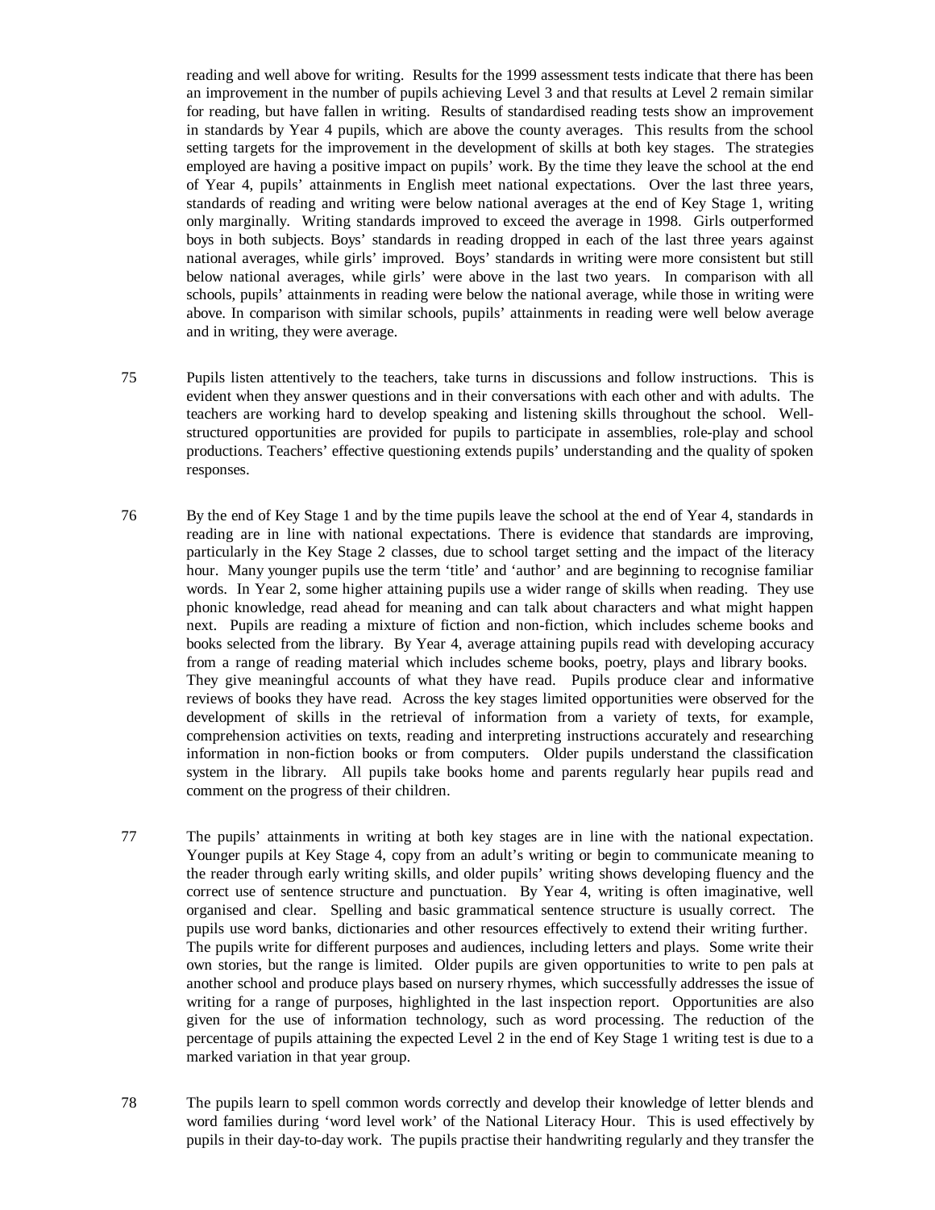reading and well above for writing. Results for the 1999 assessment tests indicate that there has been an improvement in the number of pupils achieving Level 3 and that results at Level 2 remain similar for reading, but have fallen in writing. Results of standardised reading tests show an improvement in standards by Year 4 pupils, which are above the county averages. This results from the school setting targets for the improvement in the development of skills at both key stages. The strategies employed are having a positive impact on pupils' work. By the time they leave the school at the end of Year 4, pupils' attainments in English meet national expectations. Over the last three years, standards of reading and writing were below national averages at the end of Key Stage 1, writing only marginally. Writing standards improved to exceed the average in 1998. Girls outperformed boys in both subjects. Boys' standards in reading dropped in each of the last three years against national averages, while girls' improved. Boys' standards in writing were more consistent but still below national averages, while girls' were above in the last two years. In comparison with all schools, pupils' attainments in reading were below the national average, while those in writing were above. In comparison with similar schools, pupils' attainments in reading were well below average and in writing, they were average.

75 Pupils listen attentively to the teachers, take turns in discussions and follow instructions. This is evident when they answer questions and in their conversations with each other and with adults. The teachers are working hard to develop speaking and listening skills throughout the school. Well-structured opportunities are provided for pupils to participate in assemblies, role-play and school productions. Teachers' effective questioning extends pupils' understanding and the quality of spoken responses.

76 By the end of Key Stage 1 and by the time pupils leave the school at the end of Year 4, standards in reading are in line with national expectations. There is evidence that standards are improving, particularly in the Key Stage 2 classes, due to school target setting and the impact of the literacy hour. Many younger pupils use the term 'title' and 'author' and are beginning to recognise familiar words. In Year 2, some higher attaining pupils use a wider range of skills when reading. They use phonic knowledge, read ahead for meaning and can talk about characters and what might happen next. Pupils are reading a mixture of fiction and non-fiction, which includes scheme books and books selected from the library. By Year 4, average attaining pupils read with developing accuracy from a range of reading material which includes scheme books, poetry, plays and library books. They give meaningful accounts of what they have read. Pupils produce clear and informative reviews of books they have read. Across the key stages limited opportunities were observed for the development of skills in the retrieval of information from a variety of texts, for example, comprehension activities on texts, reading and interpreting instructions accurately and researching information in non-fiction books or from computers. Older pupils understand the classification system in the library. All pupils take books home and parents regularly hear pupils read and comment on the progress of their children.

77 The pupils' attainments in writing at both key stages are in line with the national expectation. Younger pupils at Key Stage 4, copy from an adult's writing or begin to communicate meaning to the reader through early writing skills, and older pupils' writing shows developing fluency and the correct use of sentence structure and punctuation. By Year 4, writing is often imaginative, well organised and clear. Spelling and basic grammatical sentence structure is usually correct. The pupils use word banks, dictionaries and other resources effectively to extend their writing further. The pupils write for different purposes and audiences, including letters and plays. Some write their own stories, but the range is limited. Older pupils are given opportunities to write to pen pals at another school and produce plays based on nursery rhymes, which successfully addresses the issue of writing for a range of purposes, highlighted in the last inspection report. Opportunities are also given for the use of information technology, such as word processing. The reduction of the percentage of pupils attaining the expected Level 2 in the end of Key Stage 1 writing test is due to a marked variation in that year group.

78 The pupils learn to spell common words correctly and develop their knowledge of letter blends and word families during 'word level work' of the National Literacy Hour. This is used effectively by pupils in their day-to-day work. The pupils practise their handwriting regularly and they transfer the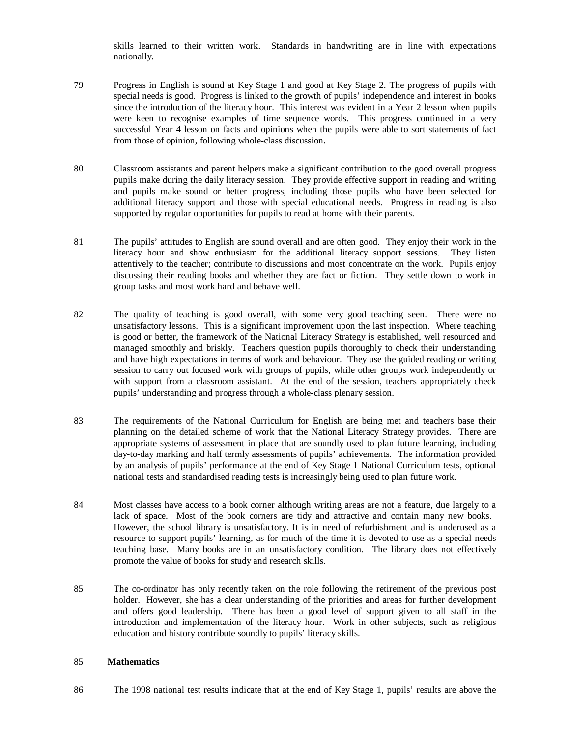skills learned to their written work. Standards in handwriting are in line with expectations nationally.

79 Progress in English is sound at Key Stage 1 and good at Key Stage 2. The progress of pupils with special needs is good. Progress is linked to the growth of pupils' independence and interest in books since the introduction of the literacy hour. This interest was evident in a Year 2 lesson when pupils were keen to recognise examples of time sequence words. This progress continued in a very successful Year 4 lesson on facts and opinions when the pupils were able to sort statements of fact from those of opinion, following whole-class discussion.

80 Classroom assistants and parent helpers make a significant contribution to the good overall progress pupils make during the daily literacy session. They provide effective support in reading and writing and pupils make sound or better progress, including those pupils who have been selected for additional literacy support and those with special educational needs. Progress in reading is also supported by regular opportunities for pupils to read at home with their parents.

81 The pupils' attitudes to English are sound overall and are often good. They enjoy their work in the literacy hour and show enthusiasm for the additional literacy support sessions. They listen attentively to the teacher; contribute to discussions and most concentrate on the work. Pupils enjoy discussing their reading books and whether they are fact or fiction. They settle down to work in group tasks and most work hard and behave well.

82 The quality of teaching is good overall, with some very good teaching seen. There were no unsatisfactory lessons. This is a significant improvement upon the last inspection. Where teaching is good or better, the framework of the National Literacy Strategy is established, well resourced and managed smoothly and briskly. Teachers question pupils thoroughly to check their understanding and have high expectations in terms of work and behaviour. They use the guided reading or writing session to carry out focused work with groups of pupils, while other groups work independently or with support from a classroom assistant. At the end of the session, teachers appropriately check pupils' understanding and progress through a whole-class plenary session.

83 The requirements of the National Curriculum for English are being met and teachers base their planning on the detailed scheme of work that the National Literacy Strategy provides. There are appropriate systems of assessment in place that are soundly used to plan future learning, including day-to-day marking and half termly assessments of pupils' achievements. The information provided by an analysis of pupils' performance at the end of Key Stage 1 National Curriculum tests, optional national tests and standardised reading tests is increasingly being used to plan future work.

84 Most classes have access to a book corner although writing areas are not a feature, due largely to a lack of space. Most of the book corners are tidy and attractive and contain many new books. However, the school library is unsatisfactory. It is in need of refurbishment and is underused as a resource to support pupils' learning, as for much of the time it is devoted to use as a special needs teaching base. Many books are in an unsatisfactory condition. The library does not effectively promote the value of books for study and research skills.

85 The co-ordinator has only recently taken on the role following the retirement of the previous post holder. However, she has a clear understanding of the priorities and areas for further development and offers good leadership. There has been a good level of support given to all staff in the introduction and implementation of the literacy hour. Work in other subjects, such as religious education and history contribute soundly to pupils' literacy skills.

85 **Mathematics**

86 The 1998 national test results indicate that at the end of Key Stage 1, pupils' results are above the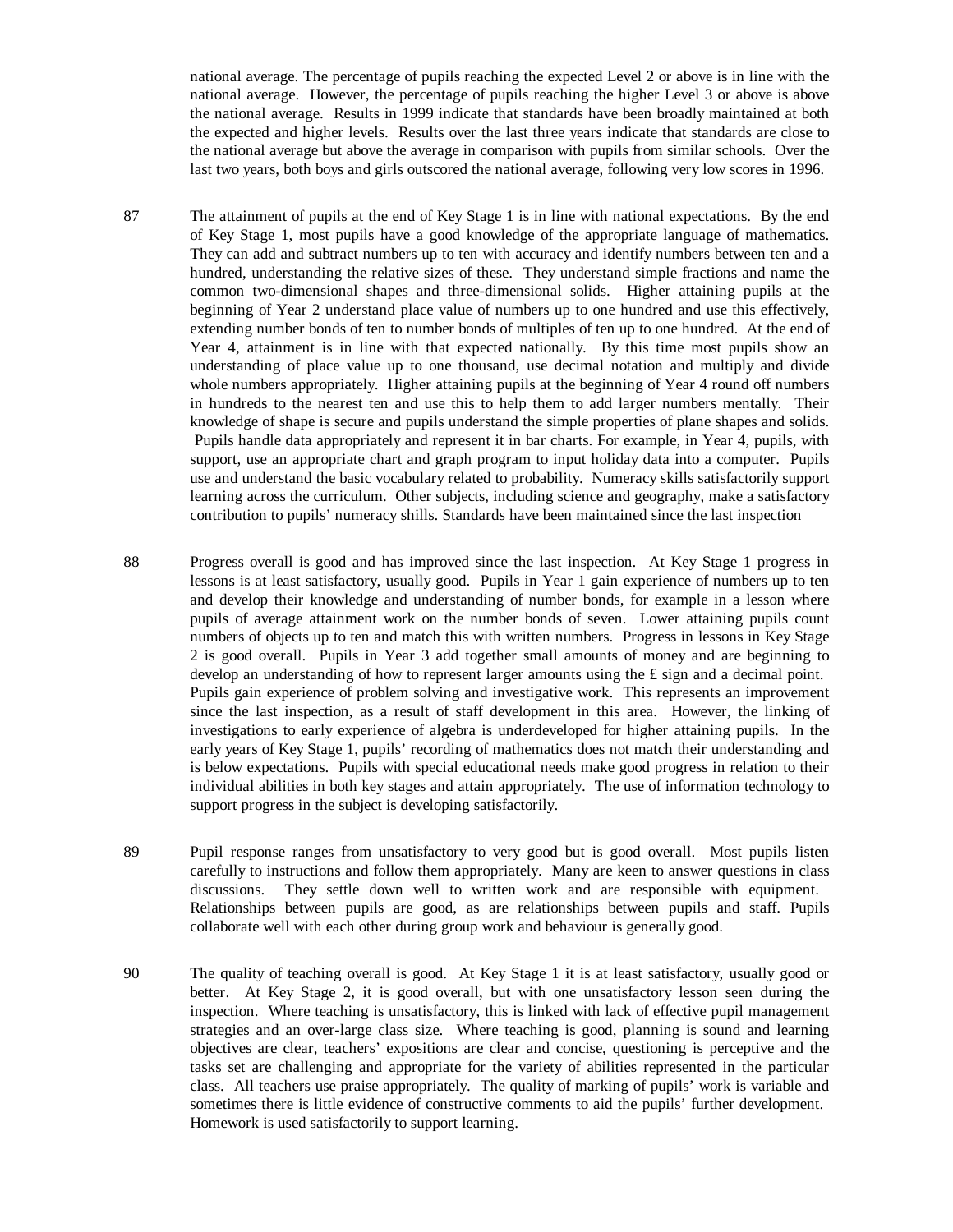national average. The percentage of pupils reaching the expected Level 2 or above is in line with the national average. However, the percentage of pupils reaching the higher Level 3 or above is above the national average. Results in 1999 indicate that standards have been broadly maintained at both the expected and higher levels. Results over the last three years indicate that standards are close to the national average but above the average in comparison with pupils from similar schools. Over the last two years, both boys and girls outscored the national average, following very low scores in 1996.

87 The attainment of pupils at the end of Key Stage 1 is in line with national expectations. By the end of Key Stage 1, most pupils have a good knowledge of the appropriate language of mathematics. They can add and subtract numbers up to ten with accuracy and identify numbers between ten and a hundred, understanding the relative sizes of these. They understand simple fractions and name the common two-dimensional shapes and three-dimensional solids. Higher attaining pupils at the beginning of Year 2 understand place value of numbers up to one hundred and use this effectively, extending number bonds of ten to number bonds of multiples of ten up to one hundred. At the end of Year 4, attainment is in line with that expected nationally. By this time most pupils show an understanding of place value up to one thousand, use decimal notation and multiply and divide whole numbers appropriately. Higher attaining pupils at the beginning of Year 4 round off numbers in hundreds to the nearest ten and use this to help them to add larger numbers mentally. Their knowledge of shape is secure and pupils understand the simple properties of plane shapes and solids. Pupils handle data appropriately and represent it in bar charts. For example, in Year 4, pupils, with support, use an appropriate chart and graph program to input holiday data into a computer. Pupils use and understand the basic vocabulary related to probability. Numeracy skills satisfactorily support learning across the curriculum. Other subjects, including science and geography, make a satisfactory contribution to pupils' numeracy shills. Standards have been maintained since the last inspection

88 Progress overall is good and has improved since the last inspection. At Key Stage 1 progress in lessons is at least satisfactory, usually good. Pupils in Year 1 gain experience of numbers up to ten and develop their knowledge and understanding of number bonds, for example in a lesson where pupils of average attainment work on the number bonds of seven. Lower attaining pupils count numbers of objects up to ten and match this with written numbers. Progress in lessons in Key Stage 2 is good overall. Pupils in Year 3 add together small amounts of money and are beginning to develop an understanding of how to represent larger amounts using the £ sign and a decimal point. Pupils gain experience of problem solving and investigative work. This represents an improvement since the last inspection, as a result of staff development in this area. However, the linking of investigations to early experience of algebra is underdeveloped for higher attaining pupils. In the early years of Key Stage 1, pupils' recording of mathematics does not match their understanding and is below expectations. Pupils with special educational needs make good progress in relation to their individual abilities in both key stages and attain appropriately. The use of information technology to support progress in the subject is developing satisfactorily.

89 Pupil response ranges from unsatisfactory to very good but is good overall. Most pupils listen carefully to instructions and follow them appropriately. Many are keen to answer questions in class discussions. They settle down well to written work and are responsible with equipment. Relationships between pupils are good, as are relationships between pupils and staff. Pupils collaborate well with each other during group work and behaviour is generally good.

90 The quality of teaching overall is good. At Key Stage 1 it is at least satisfactory, usually good or better. At Key Stage 2, it is good overall, but with one unsatisfactory lesson seen during the inspection. Where teaching is unsatisfactory, this is linked with lack of effective pupil management strategies and an over-large class size. Where teaching is good, planning is sound and learning objectives are clear, teachers' expositions are clear and concise, questioning is perceptive and the tasks set are challenging and appropriate for the variety of abilities represented in the particular class. All teachers use praise appropriately. The quality of marking of pupils' work is variable and sometimes there is little evidence of constructive comments to aid the pupils' further development. Homework is used satisfactorily to support learning.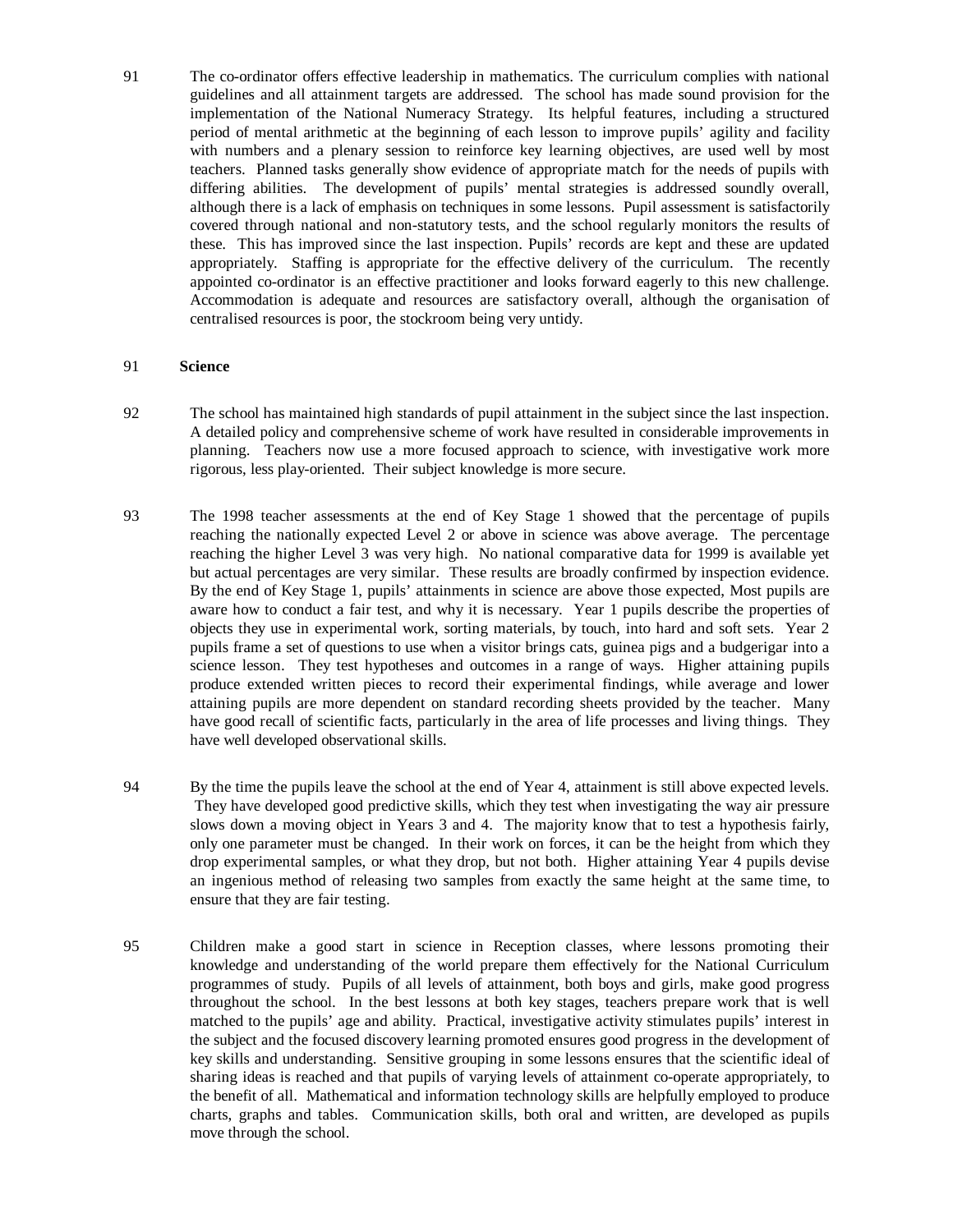91 The co-ordinator offers effective leadership in mathematics. The curriculum complies with national guidelines and all attainment targets are addressed. The school has made sound provision for the implementation of the National Numeracy Strategy. Its helpful features, including a structured period of mental arithmetic at the beginning of each lesson to improve pupils' agility and facility with numbers and a plenary session to reinforce key learning objectives, are used well by most teachers. Planned tasks generally show evidence of appropriate match for the needs of pupils with differing abilities. The development of pupils' mental strategies is addressed soundly overall, although there is a lack of emphasis on techniques in some lessons. Pupil assessment is satisfactorily covered through national and non-statutory tests, and the school regularly monitors the results of these. This has improved since the last inspection. Pupils' records are kept and these are updated appropriately. Staffing is appropriate for the effective delivery of the curriculum. The recently appointed co-ordinator is an effective practitioner and looks forward eagerly to this new challenge. Accommodation is adequate and resources are satisfactory overall, although the organisation of centralised resources is poor, the stockroom being very untidy.

91 **Science**

92 The school has maintained high standards of pupil attainment in the subject since the last inspection. A detailed policy and comprehensive scheme of work have resulted in considerable improvements in planning. Teachers now use a more focused approach to science, with investigative work more rigorous, less play-oriented. Their subject knowledge is more secure.

93 The 1998 teacher assessments at the end of Key Stage 1 showed that the percentage of pupils reaching the nationally expected Level 2 or above in science was above average. The percentage reaching the higher Level 3 was very high. No national comparative data for 1999 is available yet but actual percentages are very similar. These results are broadly confirmed by inspection evidence. By the end of Key Stage 1, pupils' attainments in science are above those expected, Most pupils are aware how to conduct a fair test, and why it is necessary. Year 1 pupils describe the properties of objects they use in experimental work, sorting materials, by touch, into hard and soft sets. Year 2 pupils frame a set of questions to use when a visitor brings cats, guinea pigs and a budgerigar into a science lesson. They test hypotheses and outcomes in a range of ways. Higher attaining pupils produce extended written pieces to record their experimental findings, while average and lower attaining pupils are more dependent on standard recording sheets provided by the teacher. Many have good recall of scientific facts, particularly in the area of life processes and living things. They have well developed observational skills.

94 By the time the pupils leave the school at the end of Year 4, attainment is still above expected levels. They have developed good predictive skills, which they test when investigating the way air pressure slows down a moving object in Years 3 and 4. The majority know that to test a hypothesis fairly, only one parameter must be changed. In their work on forces, it can be the height from which they drop experimental samples, or what they drop, but not both. Higher attaining Year 4 pupils devise an ingenious method of releasing two samples from exactly the same height at the same time, to ensure that they are fair testing.

95 Children make a good start in science in Reception classes, where lessons promoting their knowledge and understanding of the world prepare them effectively for the National Curriculum programmes of study. Pupils of all levels of attainment, both boys and girls, make good progress throughout the school. In the best lessons at both key stages, teachers prepare work that is well matched to the pupils' age and ability. Practical, investigative activity stimulates pupils' interest in the subject and the focused discovery learning promoted ensures good progress in the development of key skills and understanding. Sensitive grouping in some lessons ensures that the scientific ideal of sharing ideas is reached and that pupils of varying levels of attainment co-operate appropriately, to the benefit of all. Mathematical and information technology skills are helpfully employed to produce charts, graphs and tables. Communication skills, both oral and written, are developed as pupils move through the school.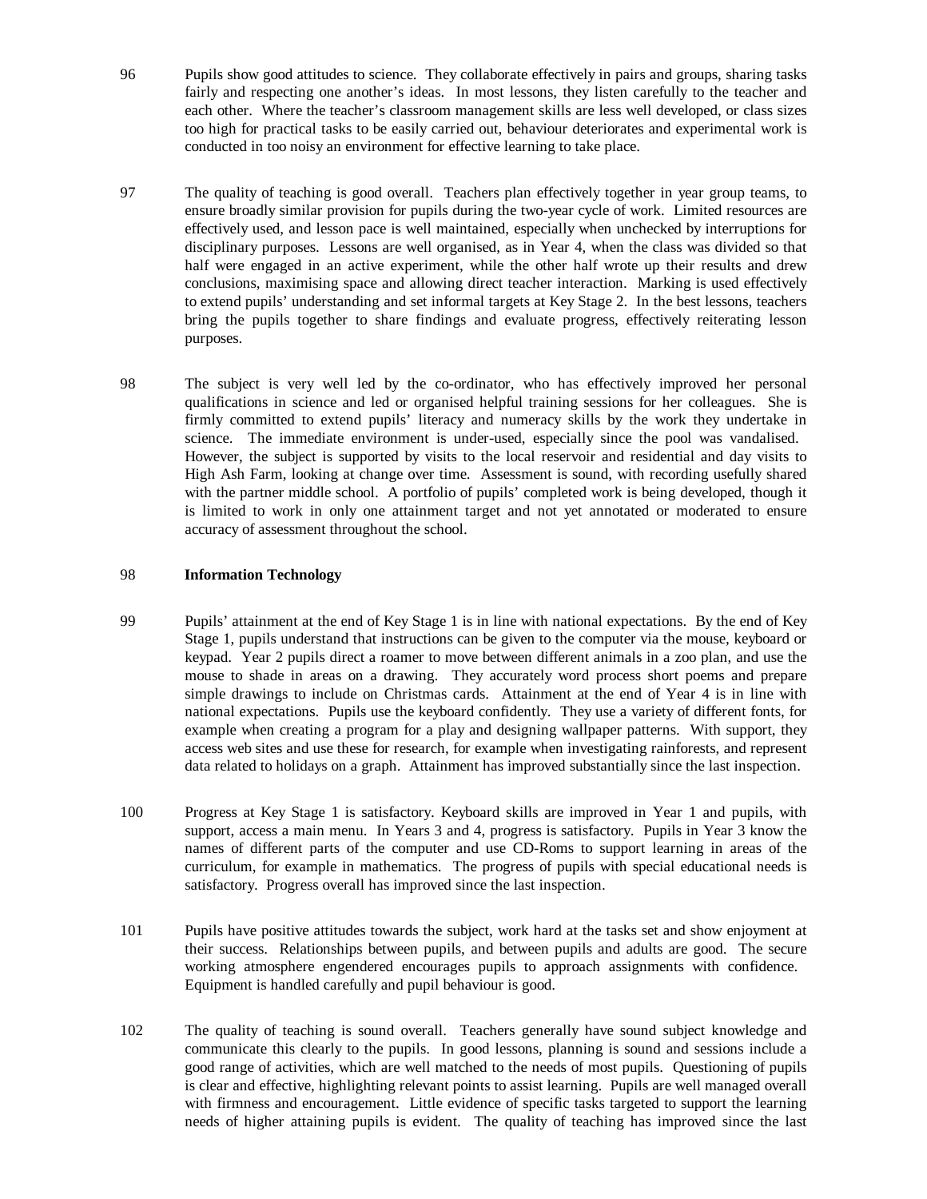96 Pupils show good attitudes to science. They collaborate effectively in pairs and groups, sharing tasks fairly and respecting one another's ideas. In most lessons, they listen carefully to the teacher and each other. Where the teacher's classroom management skills are less well developed, or class sizes too high for practical tasks to be easily carried out, behaviour deteriorates and experimental work is conducted in too noisy an environment for effective learning to take place.

97 The quality of teaching is good overall. Teachers plan effectively together in year group teams, to ensure broadly similar provision for pupils during the two-year cycle of work. Limited resources are effectively used, and lesson pace is well maintained, especially when unchecked by interruptions for disciplinary purposes. Lessons are well organised, as in Year 4, when the class was divided so that half were engaged in an active experiment, while the other half wrote up their results and drew conclusions, maximising space and allowing direct teacher interaction. Marking is used effectively to extend pupils' understanding and set informal targets at Key Stage 2. In the best lessons, teachers bring the pupils together to share findings and evaluate progress, effectively reiterating lesson purposes.

98 The subject is very well led by the co-ordinator, who has effectively improved her personal qualifications in science and led or organised helpful training sessions for her colleagues. She is firmly committed to extend pupils' literacy and numeracy skills by the work they undertake in science. The immediate environment is under-used, especially since the pool was vandalised. However, the subject is supported by visits to the local reservoir and residential and day visits to High Ash Farm, looking at change over time. Assessment is sound, with recording usefully shared with the partner middle school. A portfolio of pupils' completed work is being developed, though it is limited to work in only one attainment target and not yet annotated or moderated to ensure accuracy of assessment throughout the school.

98 **Information Technology**

99 Pupils' attainment at the end of Key Stage 1 is in line with national expectations. By the end of Key Stage 1, pupils understand that instructions can be given to the computer via the mouse, keyboard or keypad. Year 2 pupils direct a roamer to move between different animals in a zoo plan, and use the mouse to shade in areas on a drawing. They accurately word process short poems and prepare simple drawings to include on Christmas cards. Attainment at the end of Year 4 is in line with national expectations. Pupils use the keyboard confidently. They use a variety of different fonts, for example when creating a program for a play and designing wallpaper patterns. With support, they access web sites and use these for research, for example when investigating rainforests, and represent data related to holidays on a graph. Attainment has improved substantially since the last inspection.

100 Progress at Key Stage 1 is satisfactory. Keyboard skills are improved in Year 1 and pupils, with support, access a main menu. In Years 3 and 4, progress is satisfactory. Pupils in Year 3 know the names of different parts of the computer and use CD-Roms to support learning in areas of the curriculum, for example in mathematics. The progress of pupils with special educational needs is satisfactory. Progress overall has improved since the last inspection.

101 Pupils have positive attitudes towards the subject, work hard at the tasks set and show enjoyment at their success. Relationships between pupils, and between pupils and adults are good. The secure working atmosphere engendered encourages pupils to approach assignments with confidence. Equipment is handled carefully and pupil behaviour is good.

102 The quality of teaching is sound overall. Teachers generally have sound subject knowledge and communicate this clearly to the pupils. In good lessons, planning is sound and sessions include a good range of activities, which are well matched to the needs of most pupils. Questioning of pupils is clear and effective, highlighting relevant points to assist learning. Pupils are well managed overall with firmness and encouragement. Little evidence of specific tasks targeted to support the learning needs of higher attaining pupils is evident. The quality of teaching has improved since the last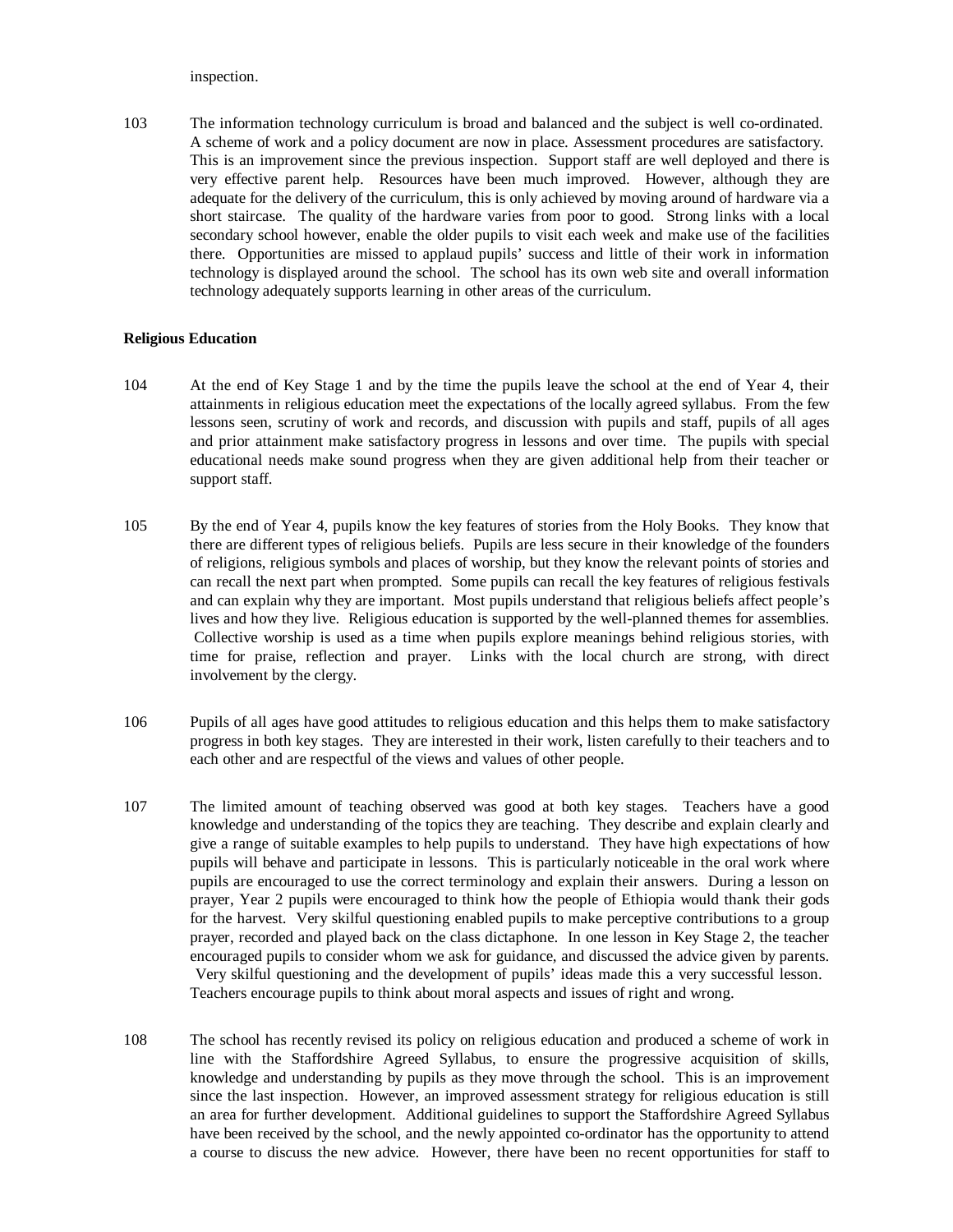inspection.

103 The information technology curriculum is broad and balanced and the subject is well co-ordinated. A scheme of work and a policy document are now in place. Assessment procedures are satisfactory. This is an improvement since the previous inspection. Support staff are well deployed and there is very effective parent help. Resources have been much improved. However, although they are adequate for the delivery of the curriculum, this is only achieved by moving around of hardware via a short staircase. The quality of the hardware varies from poor to good. Strong links with a local secondary school however, enable the older pupils to visit each week and make use of the facilities there. Opportunities are missed to applaud pupils' success and little of their work in information technology is displayed around the school. The school has its own web site and overall information technology adequately supports learning in other areas of the curriculum.

**Religious Education**

104 At the end of Key Stage 1 and by the time the pupils leave the school at the end of Year 4, their attainments in religious education meet the expectations of the locally agreed syllabus. From the few lessons seen, scrutiny of work and records, and discussion with pupils and staff, pupils of all ages and prior attainment make satisfactory progress in lessons and over time. The pupils with special educational needs make sound progress when they are given additional help from their teacher or support staff.

105 By the end of Year 4, pupils know the key features of stories from the Holy Books. They know that there are different types of religious beliefs. Pupils are less secure in their knowledge of the founders of religions, religious symbols and places of worship, but they know the relevant points of stories and can recall the next part when prompted. Some pupils can recall the key features of religious festivals and can explain why they are important. Most pupils understand that religious beliefs affect people's lives and how they live. Religious education is supported by the well-planned themes for assemblies. Collective worship is used as a time when pupils explore meanings behind religious stories, with time for praise, reflection and prayer. Links with the local church are strong, with direct involvement by the clergy.

106 Pupils of all ages have good attitudes to religious education and this helps them to make satisfactory progress in both key stages. They are interested in their work, listen carefully to their teachers and to each other and are respectful of the views and values of other people.

107 The limited amount of teaching observed was good at both key stages. Teachers have a good knowledge and understanding of the topics they are teaching. They describe and explain clearly and give a range of suitable examples to help pupils to understand. They have high expectations of how pupils will behave and participate in lessons. This is particularly noticeable in the oral work where pupils are encouraged to use the correct terminology and explain their answers. During a lesson on prayer, Year 2 pupils were encouraged to think how the people of Ethiopia would thank their gods for the harvest. Very skilful questioning enabled pupils to make perceptive contributions to a group prayer, recorded and played back on the class dictaphone. In one lesson in Key Stage 2, the teacher encouraged pupils to consider whom we ask for guidance, and discussed the advice given by parents. Very skilful questioning and the development of pupils' ideas made this a very successful lesson. Teachers encourage pupils to think about moral aspects and issues of right and wrong.

108 The school has recently revised its policy on religious education and produced a scheme of work in line with the Staffordshire Agreed Syllabus, to ensure the progressive acquisition of skills, knowledge and understanding by pupils as they move through the school. This is an improvement since the last inspection. However, an improved assessment strategy for religious education is still an area for further development. Additional guidelines to support the Staffordshire Agreed Syllabus have been received by the school, and the newly appointed co-ordinator has the opportunity to attend a course to discuss the new advice. However, there have been no recent opportunities for staff to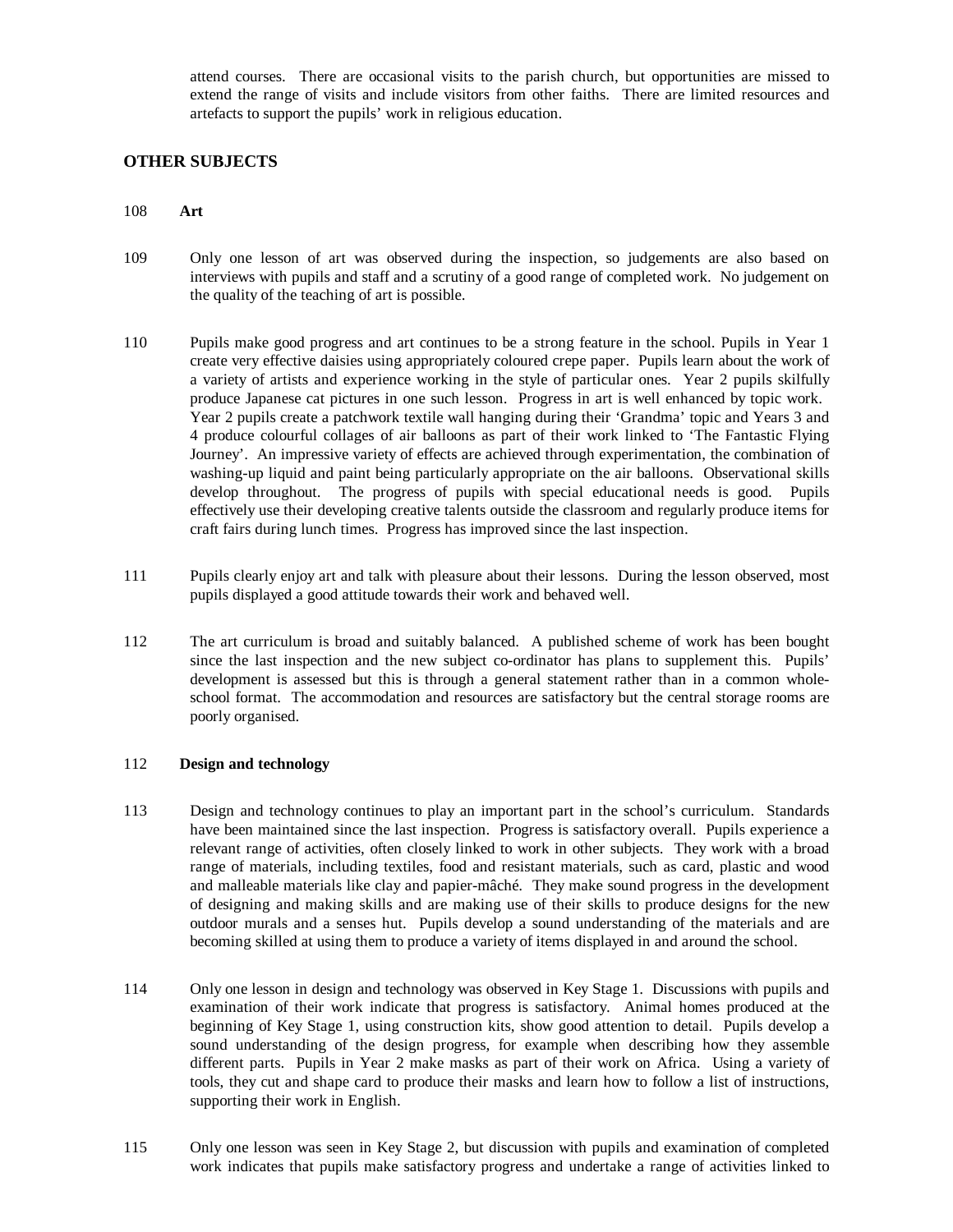attend courses. There are occasional visits to the parish church, but opportunities are missed to extend the range of visits and include visitors from other faiths. There are limited resources and artefacts to support the pupils' work in religious education.

## OTHER SUBJECTS

108 **Art**

109 Only one lesson of art was observed during the inspection, so judgements are also based on interviews with pupils and staff and a scrutiny of a good range of completed work. No judgement on the quality of the teaching of art is possible.

110 Pupils make good progress and art continues to be a strong feature in the school. Pupils in Year 1 create very effective daisies using appropriately coloured crepe paper. Pupils learn about the work of a variety of artists and experience working in the style of particular ones. Year 2 pupils skilfully produce Japanese cat pictures in one such lesson. Progress in art is well enhanced by topic work. Year 2 pupils create a patchwork textile wall hanging during their 'Grandma' topic and Years 3 and 4 produce colourful collages of air balloons as part of their work linked to 'The Fantastic Flying Journey'. An impressive variety of effects are achieved through experimentation, the combination of washing-up liquid and paint being particularly appropriate on the air balloons. Observational skills develop throughout. The progress of pupils with special educational needs is good. Pupils effectively use their developing creative talents outside the classroom and regularly produce items for craft fairs during lunch times. Progress has improved since the last inspection.

111 Pupils clearly enjoy art and talk with pleasure about their lessons. During the lesson observed, most pupils displayed a good attitude towards their work and behaved well.

112 The art curriculum is broad and suitably balanced. A published scheme of work has been bought since the last inspection and the new subject co-ordinator has plans to supplement this. Pupils' development is assessed but this is through a general statement rather than in a common whole-school format. The accommodation and resources are satisfactory but the central storage rooms are poorly organised.

112 **Design and technology**

113 Design and technology continues to play an important part in the school's curriculum. Standards have been maintained since the last inspection. Progress is satisfactory overall. Pupils experience a relevant range of activities, often closely linked to work in other subjects. They work with a broad range of materials, including textiles, food and resistant materials, such as card, plastic and wood and malleable materials like clay and papier-mâché. They make sound progress in the development of designing and making skills and are making use of their skills to produce designs for the new outdoor murals and a senses hut. Pupils develop a sound understanding of the materials and are becoming skilled at using them to produce a variety of items displayed in and around the school.

114 Only one lesson in design and technology was observed in Key Stage 1. Discussions with pupils and examination of their work indicate that progress is satisfactory. Animal homes produced at the beginning of Key Stage 1, using construction kits, show good attention to detail. Pupils develop a sound understanding of the design progress, for example when describing how they assemble different parts. Pupils in Year 2 make masks as part of their work on Africa. Using a variety of tools, they cut and shape card to produce their masks and learn how to follow a list of instructions, supporting their work in English.

115 Only one lesson was seen in Key Stage 2, but discussion with pupils and examination of completed work indicates that pupils make satisfactory progress and undertake a range of activities linked to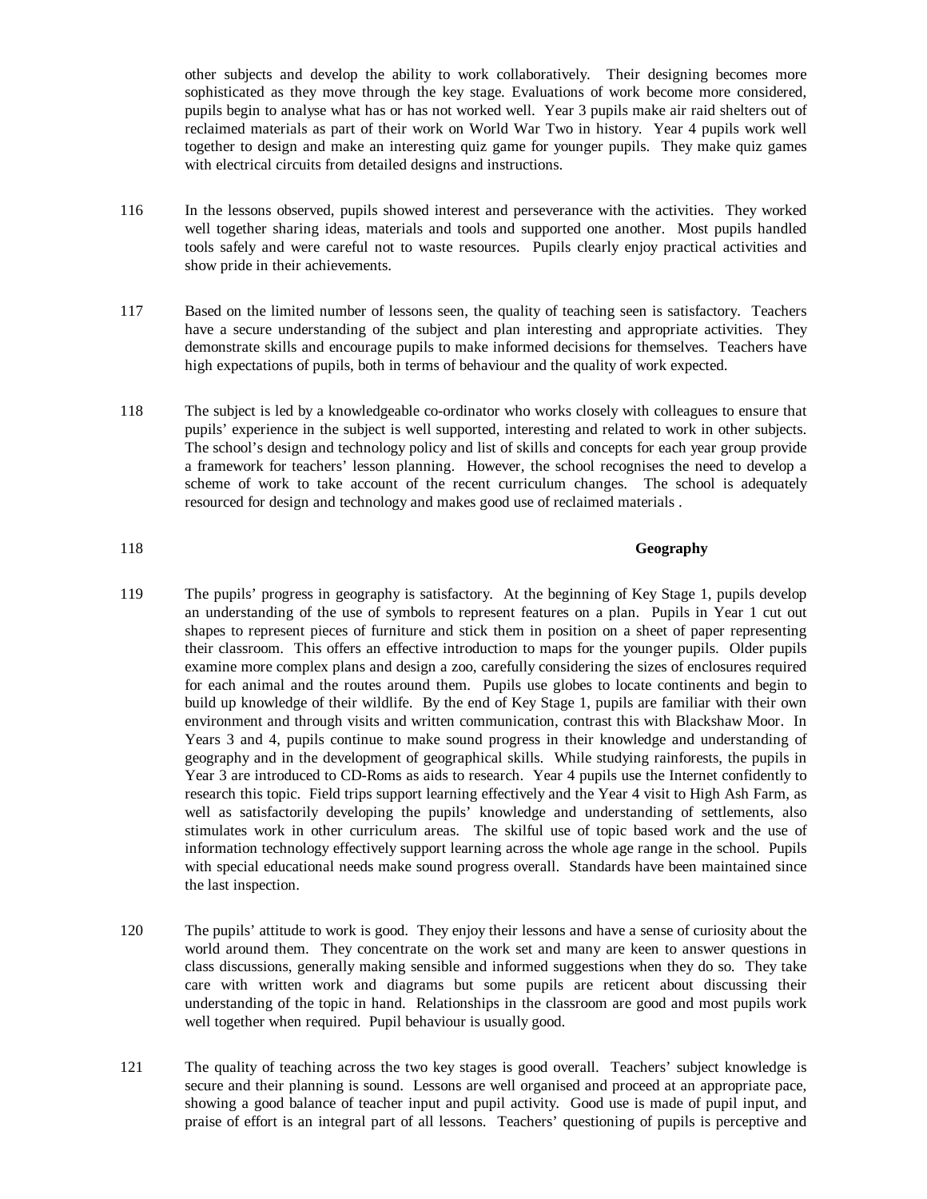other subjects and develop the ability to work collaboratively. Their designing becomes more sophisticated as they move through the key stage. Evaluations of work become more considered, pupils begin to analyse what has or has not worked well. Year 3 pupils make air raid shelters out of reclaimed materials as part of their work on World War Two in history. Year 4 pupils work well together to design and make an interesting quiz game for younger pupils. They make quiz games with electrical circuits from detailed designs and instructions.

116 In the lessons observed, pupils showed interest and perseverance with the activities. They worked well together sharing ideas, materials and tools and supported one another. Most pupils handled tools safely and were careful not to waste resources. Pupils clearly enjoy practical activities and show pride in their achievements.

117 Based on the limited number of lessons seen, the quality of teaching seen is satisfactory. Teachers have a secure understanding of the subject and plan interesting and appropriate activities. They demonstrate skills and encourage pupils to make informed decisions for themselves. Teachers have high expectations of pupils, both in terms of behaviour and the quality of work expected.

118 The subject is led by a knowledgeable co-ordinator who works closely with colleagues to ensure that pupils' experience in the subject is well supported, interesting and related to work in other subjects. The school's design and technology policy and list of skills and concepts for each year group provide a framework for teachers' lesson planning. However, the school recognises the need to develop a scheme of work to take account of the recent curriculum changes. The school is adequately resourced for design and technology and makes good use of reclaimed materials .

118 **Geography**

119 The pupils' progress in geography is satisfactory. At the beginning of Key Stage 1, pupils develop an understanding of the use of symbols to represent features on a plan. Pupils in Year 1 cut out shapes to represent pieces of furniture and stick them in position on a sheet of paper representing their classroom. This offers an effective introduction to maps for the younger pupils. Older pupils examine more complex plans and design a zoo, carefully considering the sizes of enclosures required for each animal and the routes around them. Pupils use globes to locate continents and begin to build up knowledge of their wildlife. By the end of Key Stage 1, pupils are familiar with their own environment and through visits and written communication, contrast this with Blackshaw Moor. In Years 3 and 4, pupils continue to make sound progress in their knowledge and understanding of geography and in the development of geographical skills. While studying rainforests, the pupils in Year 3 are introduced to CD-Roms as aids to research. Year 4 pupils use the Internet confidently to research this topic. Field trips support learning effectively and the Year 4 visit to High Ash Farm, as well as satisfactorily developing the pupils' knowledge and understanding of settlements, also stimulates work in other curriculum areas. The skilful use of topic based work and the use of information technology effectively support learning across the whole age range in the school. Pupils with special educational needs make sound progress overall. Standards have been maintained since the last inspection.

120 The pupils' attitude to work is good. They enjoy their lessons and have a sense of curiosity about the world around them. They concentrate on the work set and many are keen to answer questions in class discussions, generally making sensible and informed suggestions when they do so. They take care with written work and diagrams but some pupils are reticent about discussing their understanding of the topic in hand. Relationships in the classroom are good and most pupils work well together when required. Pupil behaviour is usually good.

121 The quality of teaching across the two key stages is good overall. Teachers' subject knowledge is secure and their planning is sound. Lessons are well organised and proceed at an appropriate pace, showing a good balance of teacher input and pupil activity. Good use is made of pupil input, and praise of effort is an integral part of all lessons. Teachers' questioning of pupils is perceptive and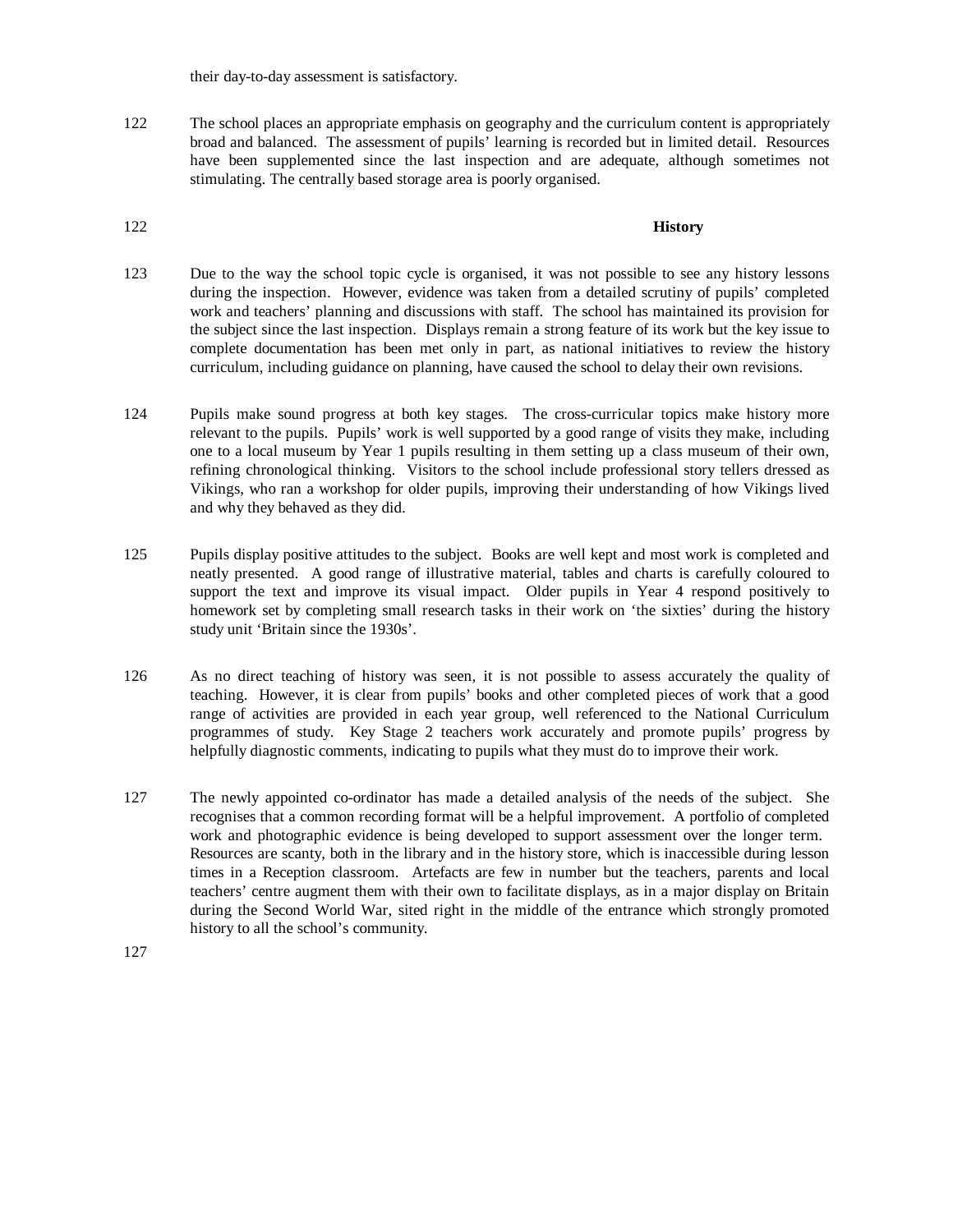their day-to-day assessment is satisfactory.

122 The school places an appropriate emphasis on geography and the curriculum content is appropriately broad and balanced. The assessment of pupils' learning is recorded but in limited detail. Resources have been supplemented since the last inspection and are adequate, although sometimes not stimulating. The centrally based storage area is poorly organised.

122

## History

123 Due to the way the school topic cycle is organised, it was not possible to see any history lessons during the inspection. However, evidence was taken from a detailed scrutiny of pupils' completed work and teachers' planning and discussions with staff. The school has maintained its provision for the subject since the last inspection. Displays remain a strong feature of its work but the key issue to complete documentation has been met only in part, as national initiatives to review the history curriculum, including guidance on planning, have caused the school to delay their own revisions.

124 Pupils make sound progress at both key stages. The cross-curricular topics make history more relevant to the pupils. Pupils' work is well supported by a good range of visits they make, including one to a local museum by Year 1 pupils resulting in them setting up a class museum of their own, refining chronological thinking. Visitors to the school include professional story tellers dressed as Vikings, who ran a workshop for older pupils, improving their understanding of how Vikings lived and why they behaved as they did.

125 Pupils display positive attitudes to the subject. Books are well kept and most work is completed and neatly presented. A good range of illustrative material, tables and charts is carefully coloured to support the text and improve its visual impact. Older pupils in Year 4 respond positively to homework set by completing small research tasks in their work on 'the sixties' during the history study unit 'Britain since the 1930s'.

126 As no direct teaching of history was seen, it is not possible to assess accurately the quality of teaching. However, it is clear from pupils' books and other completed pieces of work that a good range of activities are provided in each year group, well referenced to the National Curriculum programmes of study. Key Stage 2 teachers work accurately and promote pupils' progress by helpfully diagnostic comments, indicating to pupils what they must do to improve their work.

127 The newly appointed co-ordinator has made a detailed analysis of the needs of the subject. She recognises that a common recording format will be a helpful improvement. A portfolio of completed work and photographic evidence is being developed to support assessment over the longer term. Resources are scanty, both in the library and in the history store, which is inaccessible during lesson times in a Reception classroom. Artefacts are few in number but the teachers, parents and local teachers' centre augment them with their own to facilitate displays, as in a major display on Britain during the Second World War, sited right in the middle of the entrance which strongly promoted history to all the school's community.

127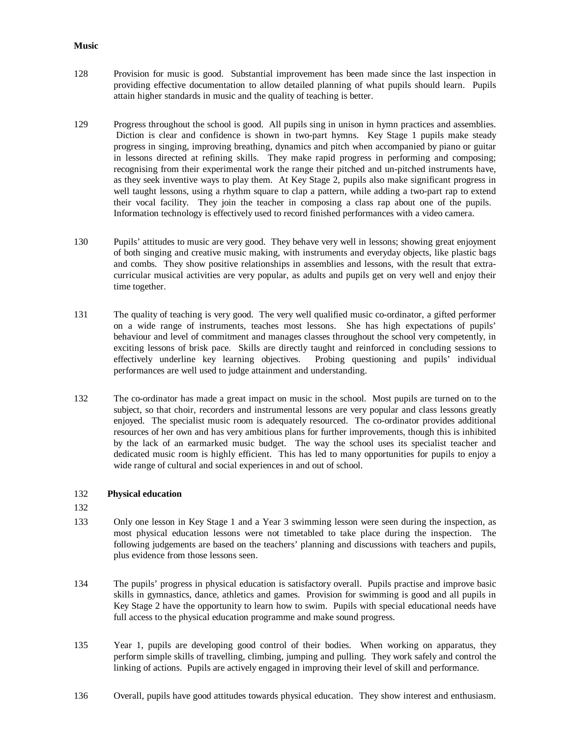**Music**

128 Provision for music is good. Substantial improvement has been made since the last inspection in providing effective documentation to allow detailed planning of what pupils should learn. Pupils attain higher standards in music and the quality of teaching is better.

129 Progress throughout the school is good. All pupils sing in unison in hymn practices and assemblies. Diction is clear and confidence is shown in two-part hymns. Key Stage 1 pupils make steady progress in singing, improving breathing, dynamics and pitch when accompanied by piano or guitar in lessons directed at refining skills. They make rapid progress in performing and composing; recognising from their experimental work the range their pitched and un-pitched instruments have, as they seek inventive ways to play them. At Key Stage 2, pupils also make significant progress in well taught lessons, using a rhythm square to clap a pattern, while adding a two-part rap to extend their vocal facility. They join the teacher in composing a class rap about one of the pupils. Information technology is effectively used to record finished performances with a video camera.

130 Pupils' attitudes to music are very good. They behave very well in lessons; showing great enjoyment of both singing and creative music making, with instruments and everyday objects, like plastic bags and combs. They show positive relationships in assemblies and lessons, with the result that extra-curricular musical activities are very popular, as adults and pupils get on very well and enjoy their time together.

131 The quality of teaching is very good. The very well qualified music co-ordinator, a gifted performer on a wide range of instruments, teaches most lessons. She has high expectations of pupils' behaviour and level of commitment and manages classes throughout the school very competently, in exciting lessons of brisk pace. Skills are directly taught and reinforced in concluding sessions to effectively underline key learning objectives. Probing questioning and pupils' individual performances are well used to judge attainment and understanding.

132 The co-ordinator has made a great impact on music in the school. Most pupils are turned on to the subject, so that choir, recorders and instrumental lessons are very popular and class lessons greatly enjoyed. The specialist music room is adequately resourced. The co-ordinator provides additional resources of her own and has very ambitious plans for further improvements, though this is inhibited by the lack of an earmarked music budget. The way the school uses its specialist teacher and dedicated music room is highly efficient. This has led to many opportunities for pupils to enjoy a wide range of cultural and social experiences in and out of school.

132 **Physical education**

132

133 Only one lesson in Key Stage 1 and a Year 3 swimming lesson were seen during the inspection, as most physical education lessons were not timetabled to take place during the inspection. The following judgements are based on the teachers' planning and discussions with teachers and pupils, plus evidence from those lessons seen.

134 The pupils' progress in physical education is satisfactory overall. Pupils practise and improve basic skills in gymnastics, dance, athletics and games. Provision for swimming is good and all pupils in Key Stage 2 have the opportunity to learn how to swim. Pupils with special educational needs have full access to the physical education programme and make sound progress.

135 Year 1, pupils are developing good control of their bodies. When working on apparatus, they perform simple skills of travelling, climbing, jumping and pulling. They work safely and control the linking of actions. Pupils are actively engaged in improving their level of skill and performance.

136 Overall, pupils have good attitudes towards physical education. They show interest and enthusiasm.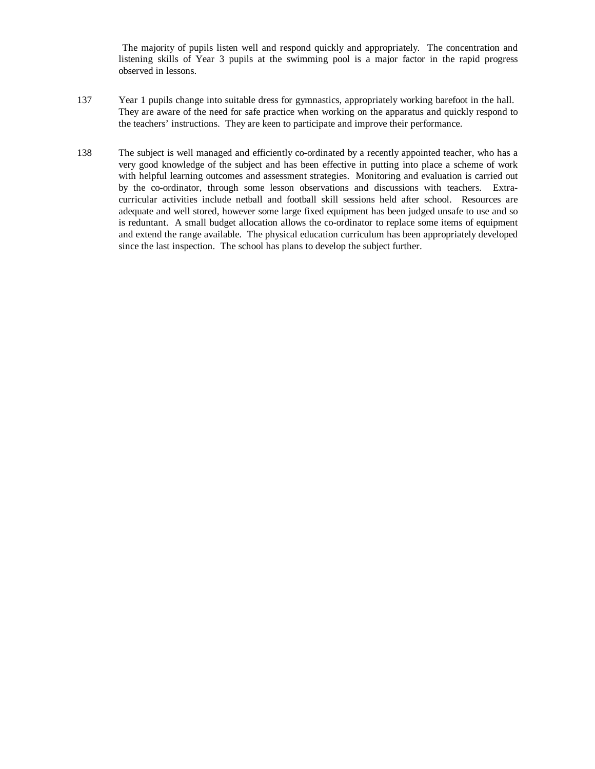The majority of pupils listen well and respond quickly and appropriately. The concentration and listening skills of Year 3 pupils at the swimming pool is a major factor in the rapid progress observed in lessons.

137 Year 1 pupils change into suitable dress for gymnastics, appropriately working barefoot in the hall. They are aware of the need for safe practice when working on the apparatus and quickly respond to the teachers' instructions. They are keen to participate and improve their performance.

138 The subject is well managed and efficiently co-ordinated by a recently appointed teacher, who has a very good knowledge of the subject and has been effective in putting into place a scheme of work with helpful learning outcomes and assessment strategies. Monitoring and evaluation is carried out by the co-ordinator, through some lesson observations and discussions with teachers. Extra-curricular activities include netball and football skill sessions held after school. Resources are adequate and well stored, however some large fixed equipment has been judged unsafe to use and so is reduntant. A small budget allocation allows the co-ordinator to replace some items of equipment and extend the range available. The physical education curriculum has been appropriately developed since the last inspection. The school has plans to develop the subject further.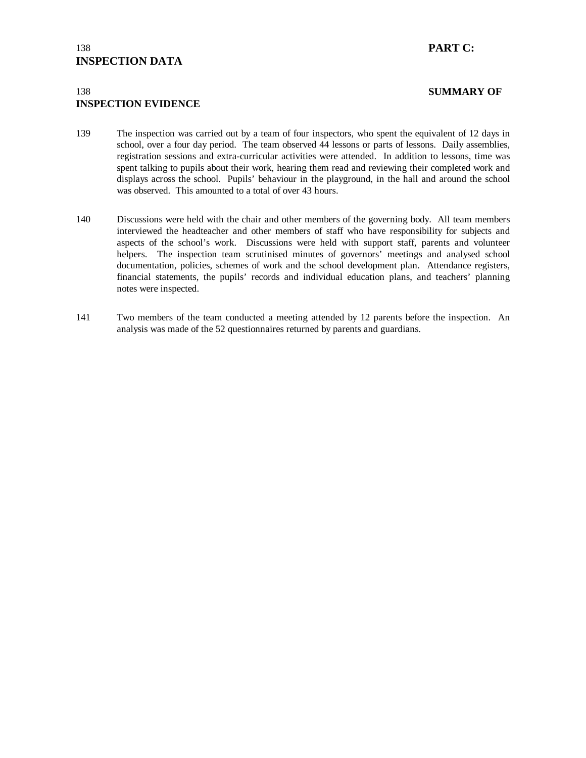138 **PART C: INSPECTION DATA**

138 **SUMMARY OF INSPECTION EVIDENCE**

139 The inspection was carried out by a team of four inspectors, who spent the equivalent of 12 days in school, over a four day period. The team observed 44 lessons or parts of lessons. Daily assemblies, registration sessions and extra-curricular activities were attended. In addition to lessons, time was spent talking to pupils about their work, hearing them read and reviewing their completed work and displays across the school. Pupils' behaviour in the playground, in the hall and around the school was observed. This amounted to a total of over 43 hours.

140 Discussions were held with the chair and other members of the governing body. All team members interviewed the headteacher and other members of staff who have responsibility for subjects and aspects of the school's work. Discussions were held with support staff, parents and volunteer helpers. The inspection team scrutinised minutes of governors' meetings and analysed school documentation, policies, schemes of work and the school development plan. Attendance registers, financial statements, the pupils' records and individual education plans, and teachers' planning notes were inspected.

141 Two members of the team conducted a meeting attended by 12 parents before the inspection. An analysis was made of the 52 questionnaires returned by parents and guardians.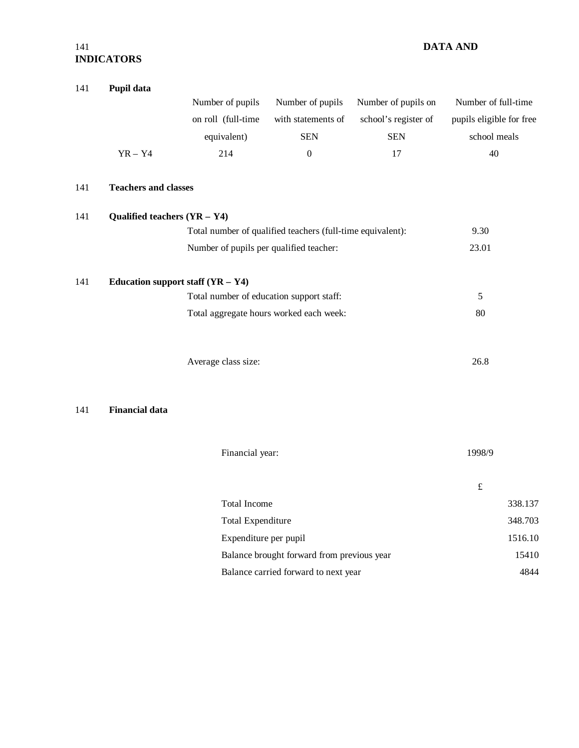141 **DATA AND INDICATORS**

141 **Pupil data**

| | Number of pupils on roll (full-time equivalent) | Number of pupils with statements of SEN | Number of pupils on school's register of SEN | Number of full-time pupils eligible for free school meals |
|---|---|---|---|---|
| YR – Y4 | 214 | 0 | 17 | 40 |

141 **Teachers and classes**

141 **Qualified teachers (YR – Y4)**

| | |
|---|---|
| Total number of qualified teachers (full-time equivalent): | 9.30 |
| Number of pupils per qualified teacher: | 23.01 |

141 **Education support staff (YR – Y4)**

| | |
|---|---|
| Total number of education support staff: | 5 |
| Total aggregate hours worked each week: | 80 |

| | |
|---|---|
| Average class size: | 26.8 |

141 **Financial data**

| Financial year: | 1998/9 |
|---|---|
| | £ |
| Total Income | 338.137 |
| Total Expenditure | 348.703 |
| Expenditure per pupil | 1516.10 |
| Balance brought forward from previous year | 15410 |
| Balance carried forward to next year | 4844 |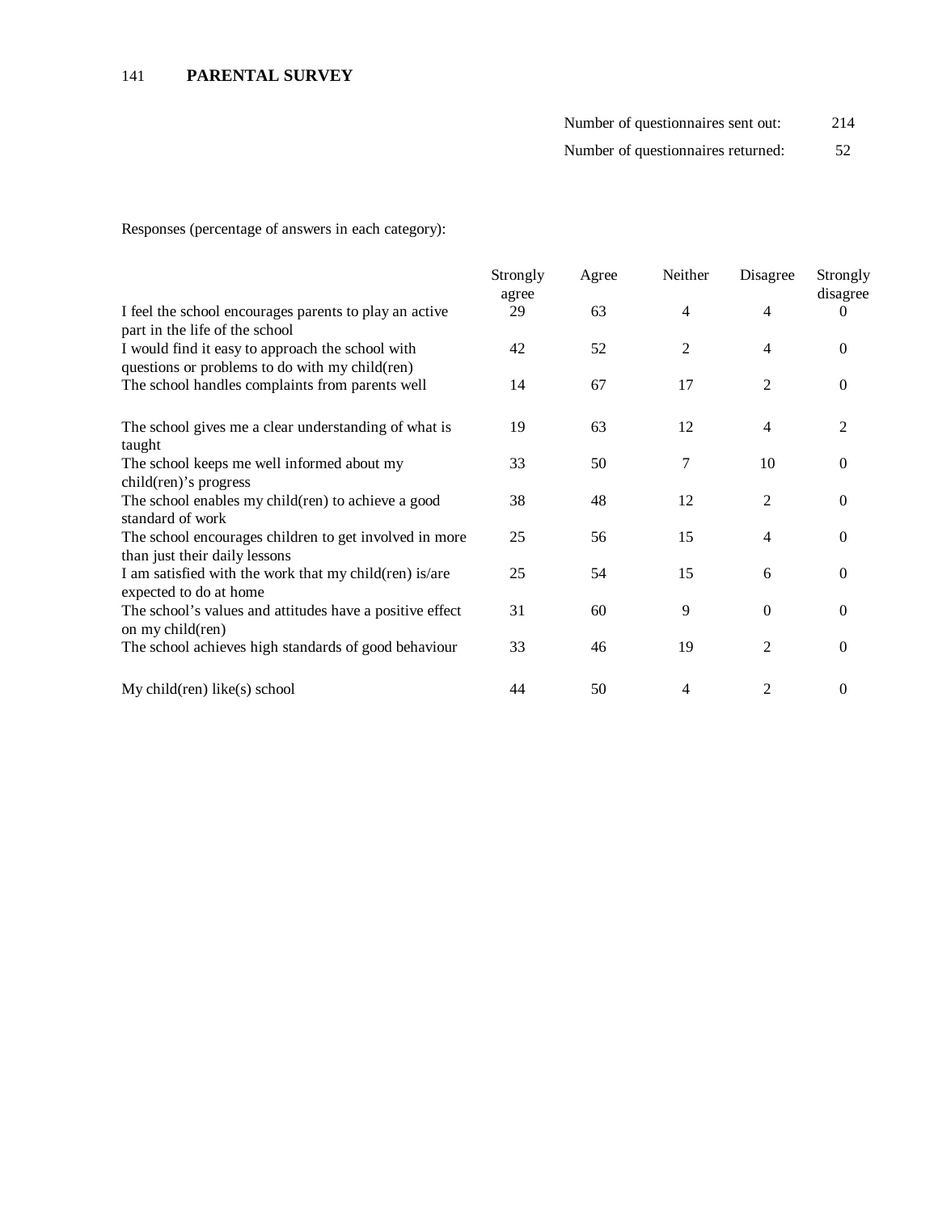141 **PARENTAL SURVEY**

| | |
|---|---|
| Number of questionnaires sent out: | 214 |
| Number of questionnaires returned: | 52 |

Responses (percentage of answers in each category):

| | Strongly agree | Agree | Neither | Disagree | Strongly disagree |
|---|---|---|---|---|---|
| I feel the school encourages parents to play an active part in the life of the school | 29 | 63 | 4 | 4 | 0 |
| I would find it easy to approach the school with questions or problems to do with my child(ren) | 42 | 52 | 2 | 4 | 0 |
| The school handles complaints from parents well | 14 | 67 | 17 | 2 | 0 |
| The school gives me a clear understanding of what is taught | 19 | 63 | 12 | 4 | 2 |
| The school keeps me well informed about my child(ren)'s progress | 33 | 50 | 7 | 10 | 0 |
| The school enables my child(ren) to achieve a good standard of work | 38 | 48 | 12 | 2 | 0 |
| The school encourages children to get involved in more than just their daily lessons | 25 | 56 | 15 | 4 | 0 |
| I am satisfied with the work that my child(ren) is/are expected to do at home | 25 | 54 | 15 | 6 | 0 |
| The school's values and attitudes have a positive effect on my child(ren) | 31 | 60 | 9 | 0 | 0 |
| The school achieves high standards of good behaviour | 33 | 46 | 19 | 2 | 0 |
| My child(ren) like(s) school | 44 | 50 | 4 | 2 | 0 |